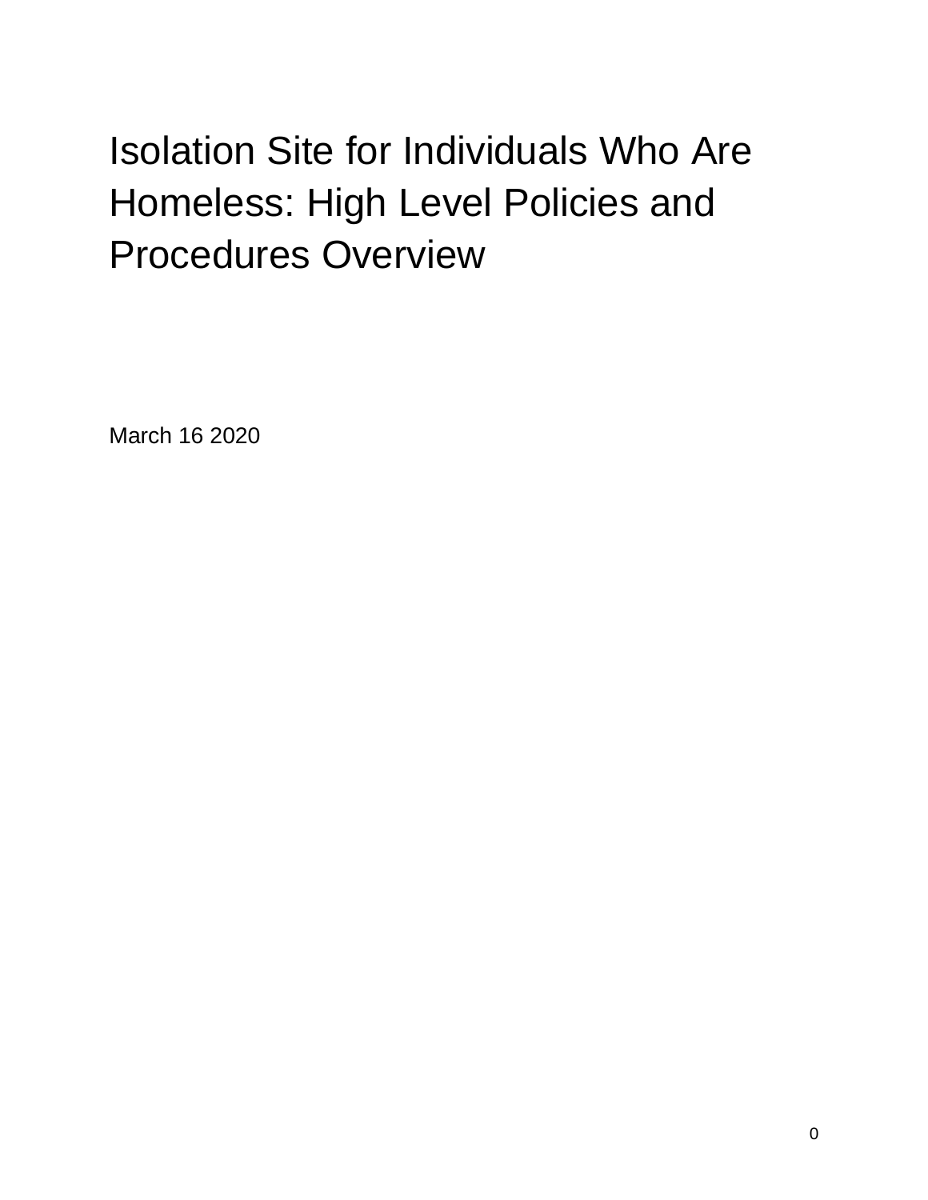# Isolation Site for Individuals Who Are Homeless: High Level Policies and Procedures Overview

March 16 2020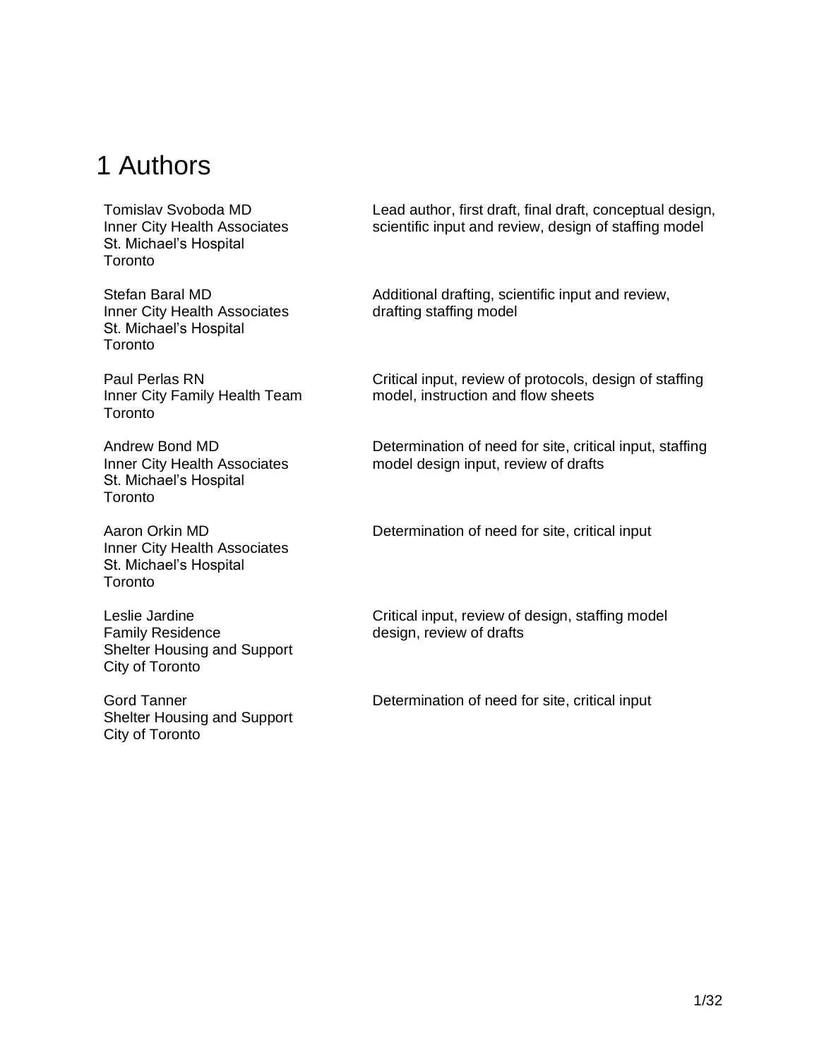# 1 Authors

| Author | Contribution |
| --- | --- |
| Tomislav Svoboda MD<br>Inner City Health Associates<br>St. Michael's Hospital<br>Toronto | Lead author, first draft, final draft, conceptual design, scientific input and review, design of staffing model |
| Stefan Baral MD<br>Inner City Health Associates<br>St. Michael's Hospital<br>Toronto | Additional drafting, scientific input and review, drafting staffing model |
| Paul Perlas RN<br>Inner City Family Health Team<br>Toronto | Critical input, review of protocols, design of staffing model, instruction and flow sheets |
| Andrew Bond MD<br>Inner City Health Associates<br>St. Michael's Hospital<br>Toronto | Determination of need for site, critical input, staffing model design input, review of drafts |
| Aaron Orkin MD<br>Inner City Health Associates<br>St. Michael's Hospital<br>Toronto | Determination of need for site, critical input |
| Leslie Jardine<br>Family Residence<br>Shelter Housing and Support<br>City of Toronto | Critical input, review of design, staffing model design, review of drafts |
| Gord Tanner<br>Shelter Housing and Support<br>City of Toronto | Determination of need for site, critical input |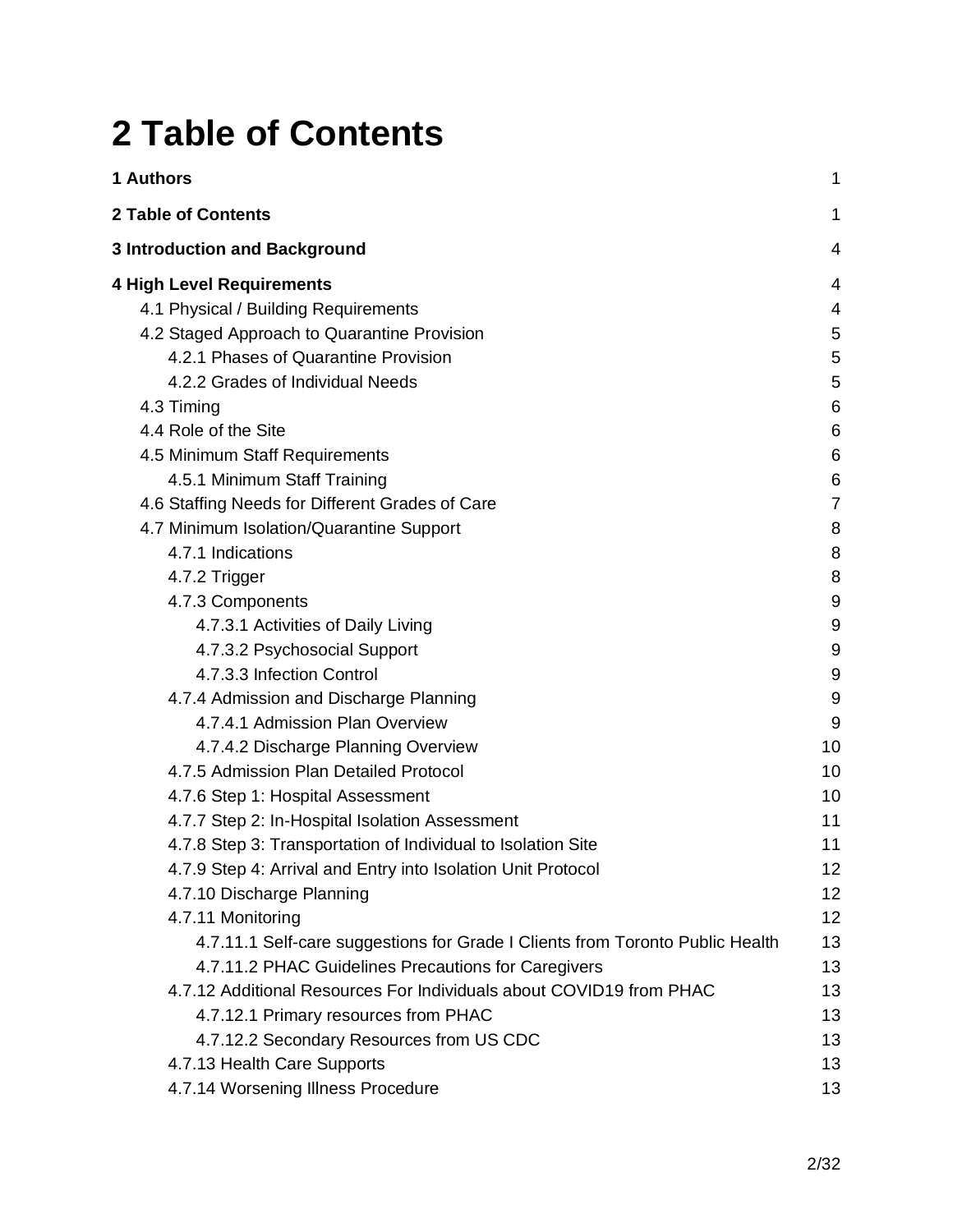# 2 Table of Contents

**1 Authors** 1

**2 Table of Contents** 1

**3 Introduction and Background** 4

**4 High Level Requirements** 4

- 4.1 Physical / Building Requirements 4
- 4.2 Staged Approach to Quarantine Provision 5
  - 4.2.1 Phases of Quarantine Provision 5
  - 4.2.2 Grades of Individual Needs 5
- 4.3 Timing 6
- 4.4 Role of the Site 6
- 4.5 Minimum Staff Requirements 6
  - 4.5.1 Minimum Staff Training 6
- 4.6 Staffing Needs for Different Grades of Care 7
- 4.7 Minimum Isolation/Quarantine Support 8
  - 4.7.1 Indications 8
  - 4.7.2 Trigger 8
  - 4.7.3 Components 9
    - 4.7.3.1 Activities of Daily Living 9
    - 4.7.3.2 Psychosocial Support 9
    - 4.7.3.3 Infection Control 9
  - 4.7.4 Admission and Discharge Planning 9
    - 4.7.4.1 Admission Plan Overview 9
    - 4.7.4.2 Discharge Planning Overview 10
  - 4.7.5 Admission Plan Detailed Protocol 10
  - 4.7.6 Step 1: Hospital Assessment 10
  - 4.7.7 Step 2: In-Hospital Isolation Assessment 11
  - 4.7.8 Step 3: Transportation of Individual to Isolation Site 11
  - 4.7.9 Step 4: Arrival and Entry into Isolation Unit Protocol 12
  - 4.7.10 Discharge Planning 12
  - 4.7.11 Monitoring 12
    - 4.7.11.1 Self-care suggestions for Grade I Clients from Toronto Public Health 13
    - 4.7.11.2 PHAC Guidelines Precautions for Caregivers 13
  - 4.7.12 Additional Resources For Individuals about COVID19 from PHAC 13
    - 4.7.12.1 Primary resources from PHAC 13
    - 4.7.12.2 Secondary Resources from US CDC 13
  - 4.7.13 Health Care Supports 13
  - 4.7.14 Worsening Illness Procedure 13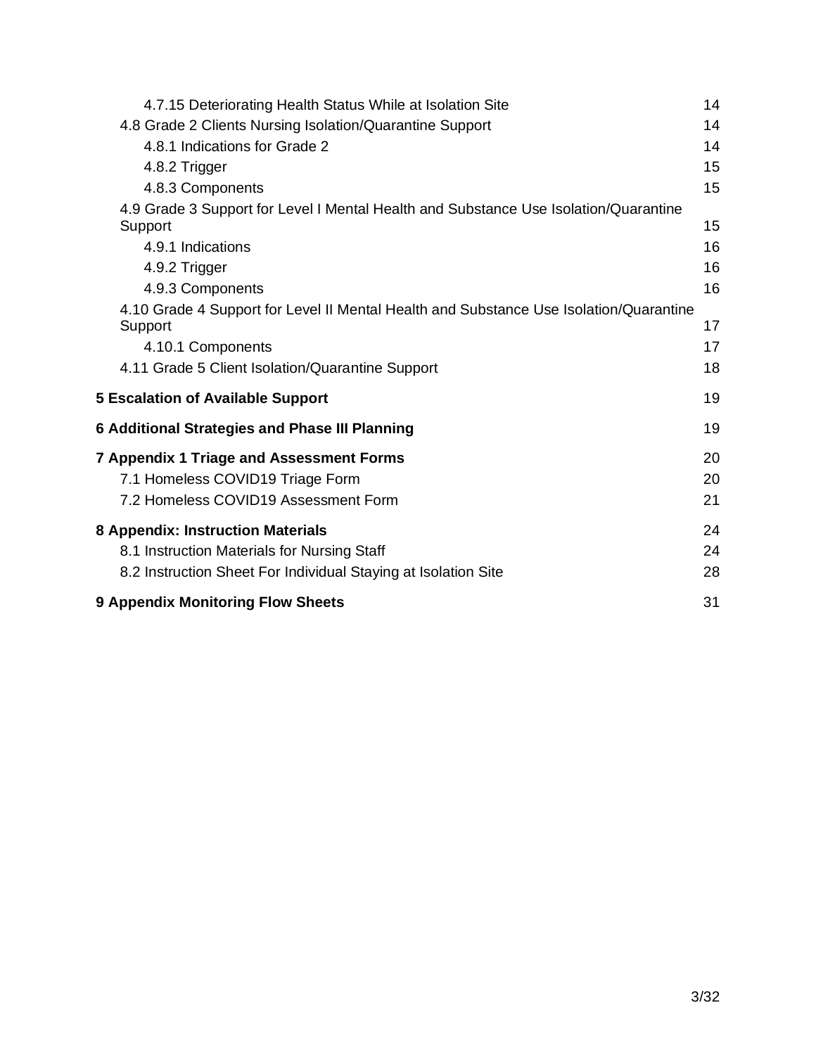4.7.15 Deteriorating Health Status While at Isolation Site 14

4.8 Grade 2 Clients Nursing Isolation/Quarantine Support 14

4.8.1 Indications for Grade 2 14

4.8.2 Trigger 15

4.8.3 Components 15

4.9 Grade 3 Support for Level I Mental Health and Substance Use Isolation/Quarantine Support 15

4.9.1 Indications 16

4.9.2 Trigger 16

4.9.3 Components 16

4.10 Grade 4 Support for Level II Mental Health and Substance Use Isolation/Quarantine Support 17

4.10.1 Components 17

4.11 Grade 5 Client Isolation/Quarantine Support 18

**5 Escalation of Available Support** 19

**6 Additional Strategies and Phase III Planning** 19

**7 Appendix 1 Triage and Assessment Forms** 20

7.1 Homeless COVID19 Triage Form 20

7.2 Homeless COVID19 Assessment Form 21

**8 Appendix: Instruction Materials** 24

8.1 Instruction Materials for Nursing Staff 24

8.2 Instruction Sheet For Individual Staying at Isolation Site 28

**9 Appendix Monitoring Flow Sheets** 31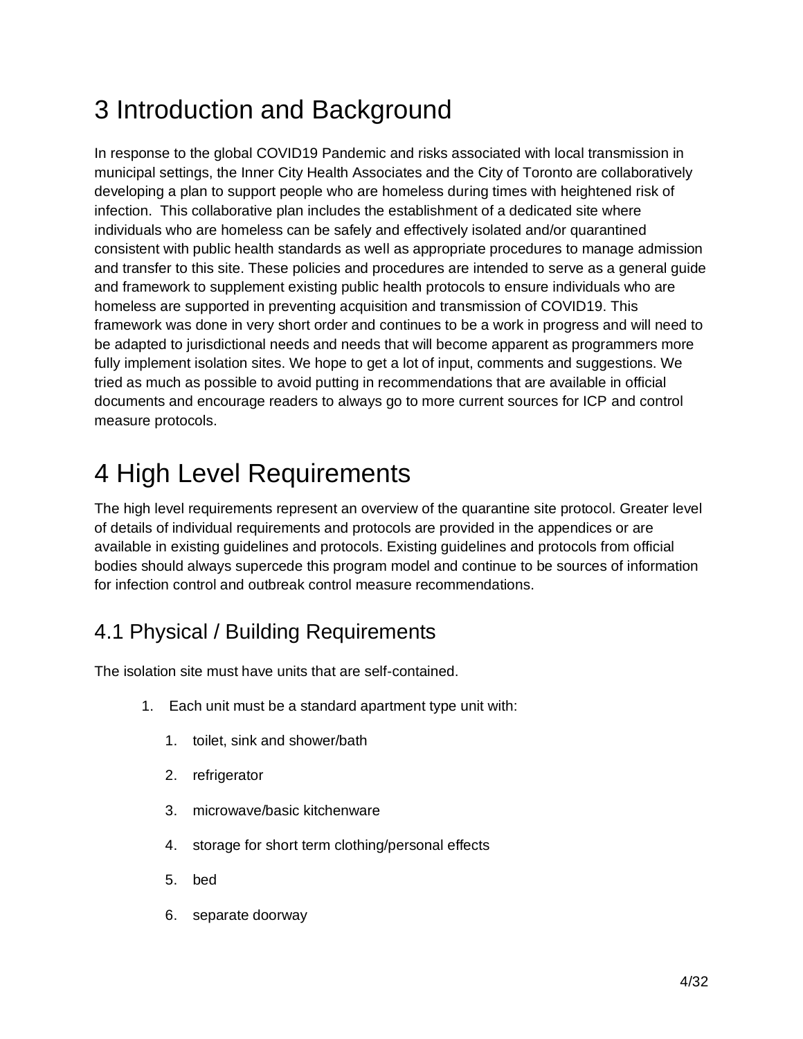# 3 Introduction and Background

In response to the global COVID19 Pandemic and risks associated with local transmission in municipal settings, the Inner City Health Associates and the City of Toronto are collaboratively developing a plan to support people who are homeless during times with heightened risk of infection. This collaborative plan includes the establishment of a dedicated site where individuals who are homeless can be safely and effectively isolated and/or quarantined consistent with public health standards as well as appropriate procedures to manage admission and transfer to this site. These policies and procedures are intended to serve as a general guide and framework to supplement existing public health protocols to ensure individuals who are homeless are supported in preventing acquisition and transmission of COVID19. This framework was done in very short order and continues to be a work in progress and will need to be adapted to jurisdictional needs and needs that will become apparent as programmers more fully implement isolation sites. We hope to get a lot of input, comments and suggestions. We tried as much as possible to avoid putting in recommendations that are available in official documents and encourage readers to always go to more current sources for ICP and control measure protocols.

# 4 High Level Requirements

The high level requirements represent an overview of the quarantine site protocol. Greater level of details of individual requirements and protocols are provided in the appendices or are available in existing guidelines and protocols. Existing guidelines and protocols from official bodies should always supercede this program model and continue to be sources of information for infection control and outbreak control measure recommendations.

## 4.1 Physical / Building Requirements

The isolation site must have units that are self-contained.

1. Each unit must be a standard apartment type unit with:
    1. toilet, sink and shower/bath
    2. refrigerator
    3. microwave/basic kitchenware
    4. storage for short term clothing/personal effects
    5. bed
    6. separate doorway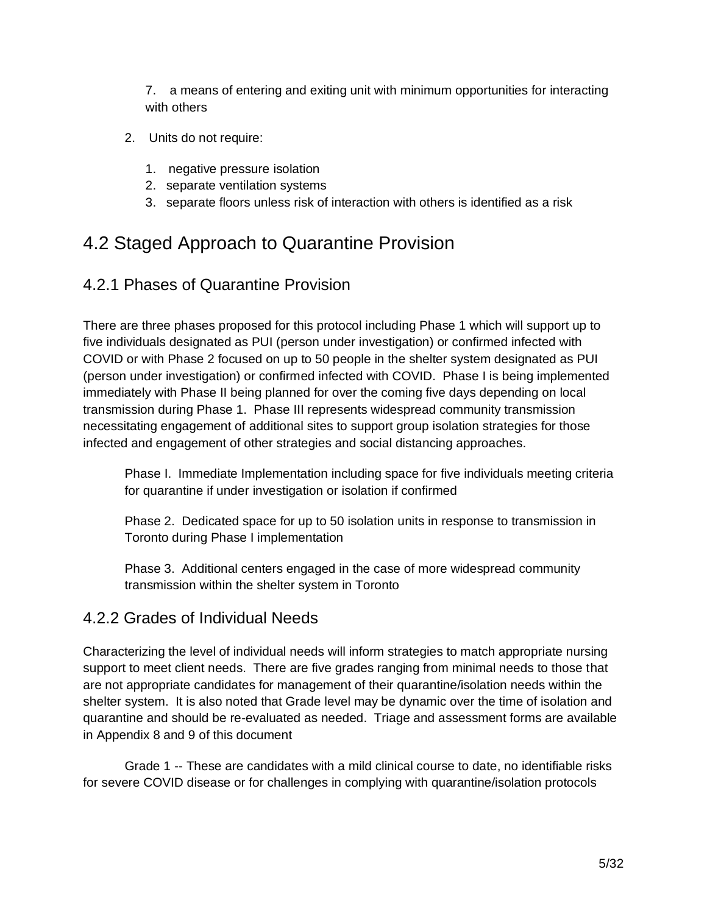7. a means of entering and exiting unit with minimum opportunities for interacting with others

2. Units do not require:

    1. negative pressure isolation
    2. separate ventilation systems
    3. separate floors unless risk of interaction with others is identified as a risk

## 4.2 Staged Approach to Quarantine Provision

### 4.2.1 Phases of Quarantine Provision

There are three phases proposed for this protocol including Phase 1 which will support up to five individuals designated as PUI (person under investigation) or confirmed infected with COVID or with Phase 2 focused on up to 50 people in the shelter system designated as PUI (person under investigation) or confirmed infected with COVID. Phase I is being implemented immediately with Phase II being planned for over the coming five days depending on local transmission during Phase 1. Phase III represents widespread community transmission necessitating engagement of additional sites to support group isolation strategies for those infected and engagement of other strategies and social distancing approaches.

Phase I. Immediate Implementation including space for five individuals meeting criteria for quarantine if under investigation or isolation if confirmed

Phase 2. Dedicated space for up to 50 isolation units in response to transmission in Toronto during Phase I implementation

Phase 3. Additional centers engaged in the case of more widespread community transmission within the shelter system in Toronto

### 4.2.2 Grades of Individual Needs

Characterizing the level of individual needs will inform strategies to match appropriate nursing support to meet client needs. There are five grades ranging from minimal needs to those that are not appropriate candidates for management of their quarantine/isolation needs within the shelter system. It is also noted that Grade level may be dynamic over the time of isolation and quarantine and should be re-evaluated as needed. Triage and assessment forms are available in Appendix 8 and 9 of this document

Grade 1 -- These are candidates with a mild clinical course to date, no identifiable risks for severe COVID disease or for challenges in complying with quarantine/isolation protocols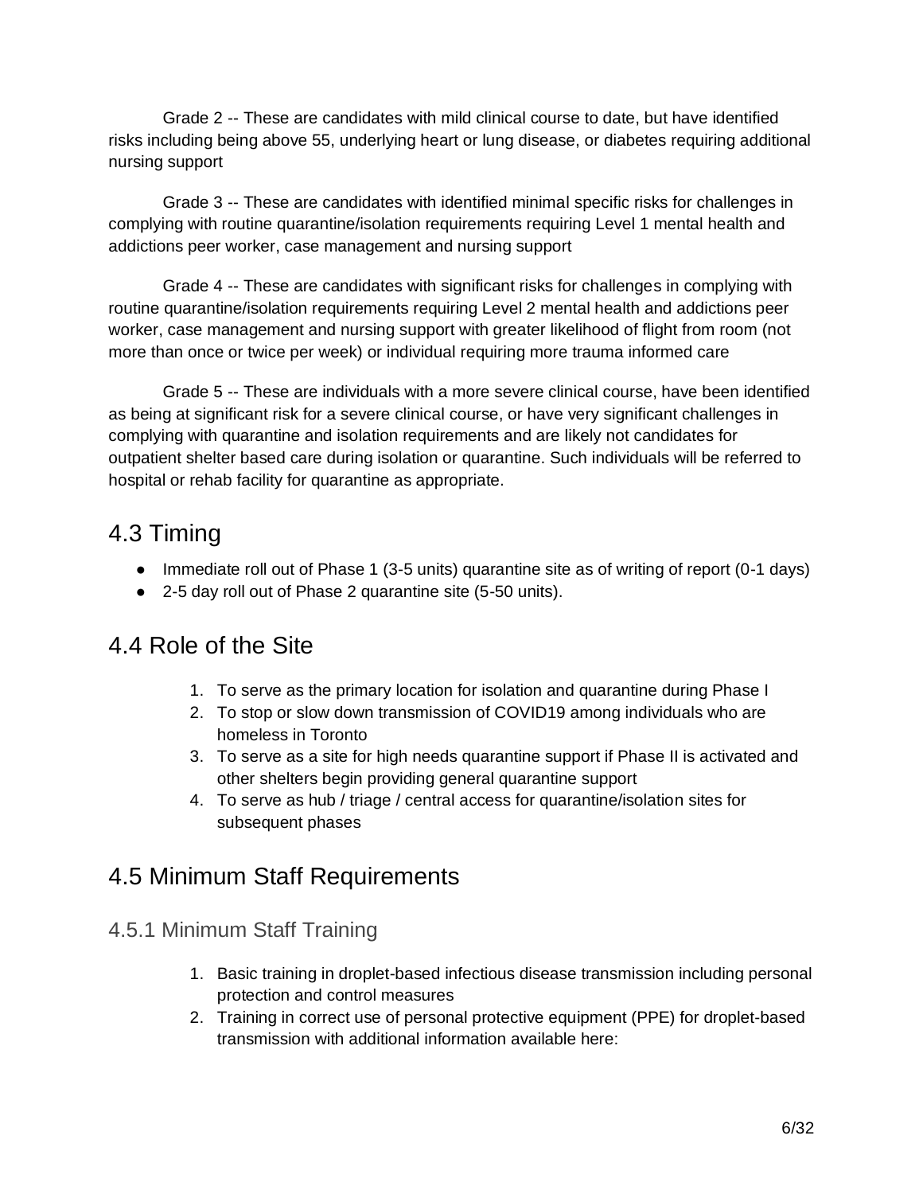Grade 2 -- These are candidates with mild clinical course to date, but have identified risks including being above 55, underlying heart or lung disease, or diabetes requiring additional nursing support

Grade 3 -- These are candidates with identified minimal specific risks for challenges in complying with routine quarantine/isolation requirements requiring Level 1 mental health and addictions peer worker, case management and nursing support

Grade 4 -- These are candidates with significant risks for challenges in complying with routine quarantine/isolation requirements requiring Level 2 mental health and addictions peer worker, case management and nursing support with greater likelihood of flight from room (not more than once or twice per week) or individual requiring more trauma informed care

Grade 5 -- These are individuals with a more severe clinical course, have been identified as being at significant risk for a severe clinical course, or have very significant challenges in complying with quarantine and isolation requirements and are likely not candidates for outpatient shelter based care during isolation or quarantine. Such individuals will be referred to hospital or rehab facility for quarantine as appropriate.

## 4.3 Timing

- Immediate roll out of Phase 1 (3-5 units) quarantine site as of writing of report (0-1 days)
- 2-5 day roll out of Phase 2 quarantine site (5-50 units).

## 4.4 Role of the Site

1. To serve as the primary location for isolation and quarantine during Phase I
2. To stop or slow down transmission of COVID19 among individuals who are homeless in Toronto
3. To serve as a site for high needs quarantine support if Phase II is activated and other shelters begin providing general quarantine support
4. To serve as hub / triage / central access for quarantine/isolation sites for subsequent phases

## 4.5 Minimum Staff Requirements

### 4.5.1 Minimum Staff Training

1. Basic training in droplet-based infectious disease transmission including personal protection and control measures
2. Training in correct use of personal protective equipment (PPE) for droplet-based transmission with additional information available here: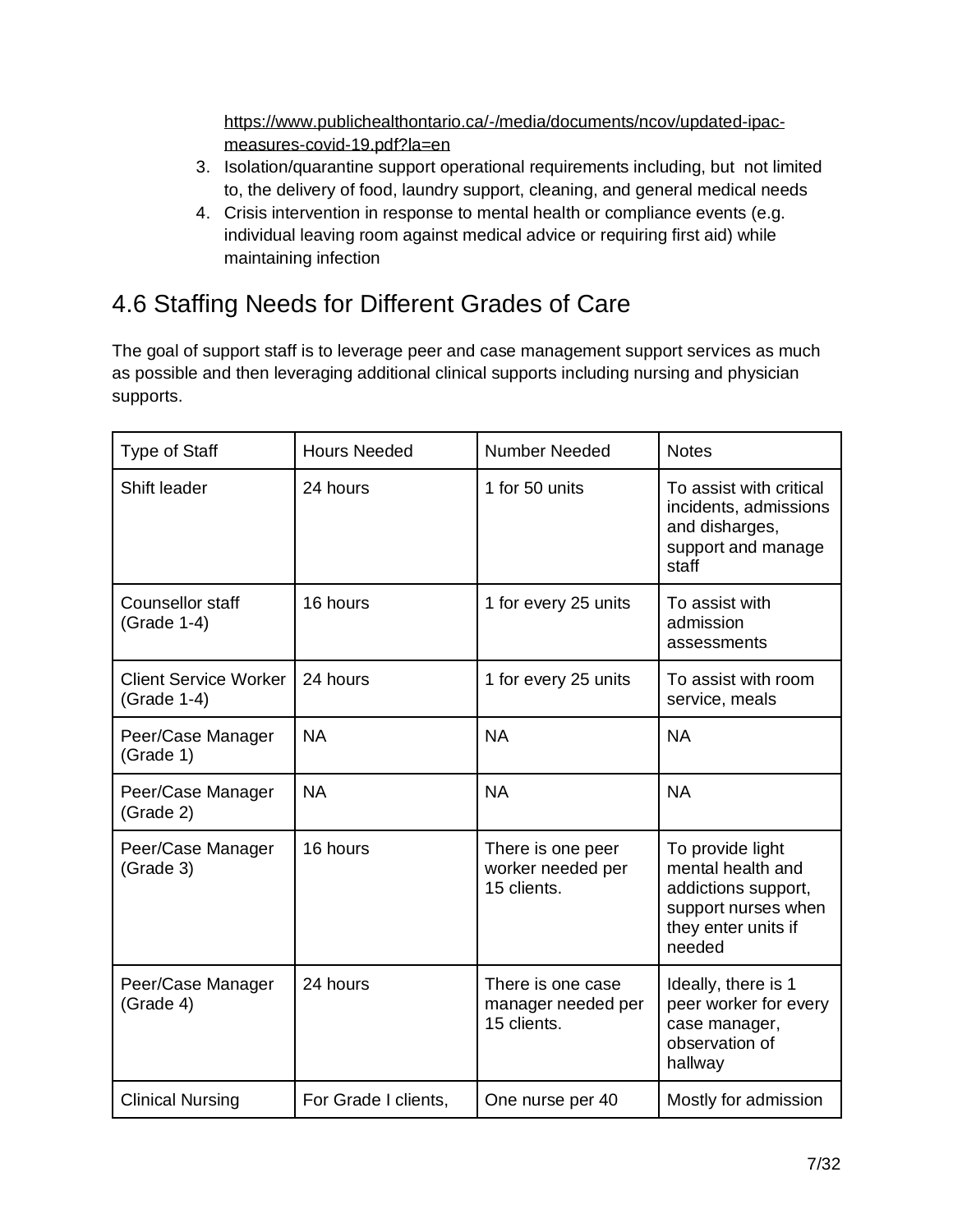https://www.publichealthontario.ca/-/media/documents/ncov/updated-ipac-measures-covid-19.pdf?la=en

3. Isolation/quarantine support operational requirements including, but not limited to, the delivery of food, laundry support, cleaning, and general medical needs
4. Crisis intervention in response to mental health or compliance events (e.g. individual leaving room against medical advice or requiring first aid) while maintaining infection

## 4.6 Staffing Needs for Different Grades of Care

The goal of support staff is to leverage peer and case management support services as much as possible and then leveraging additional clinical supports including nursing and physician supports.

| Type of Staff | Hours Needed | Number Needed | Notes |
|---|---|---|---|
| Shift leader | 24 hours | 1 for 50 units | To assist with critical incidents, admissions and disharges, support and manage staff |
| Counsellor staff (Grade 1-4) | 16 hours | 1 for every 25 units | To assist with admission assessments |
| Client Service Worker (Grade 1-4) | 24 hours | 1 for every 25 units | To assist with room service, meals |
| Peer/Case Manager (Grade 1) | NA | NA | NA |
| Peer/Case Manager (Grade 2) | NA | NA | NA |
| Peer/Case Manager (Grade 3) | 16 hours | There is one peer worker needed per 15 clients. | To provide light mental health and addictions support, support nurses when they enter units if needed |
| Peer/Case Manager (Grade 4) | 24 hours | There is one case manager needed per 15 clients. | Ideally, there is 1 peer worker for every case manager, observation of hallway |
| Clinical Nursing | For Grade I clients, | One nurse per 40 | Mostly for admission |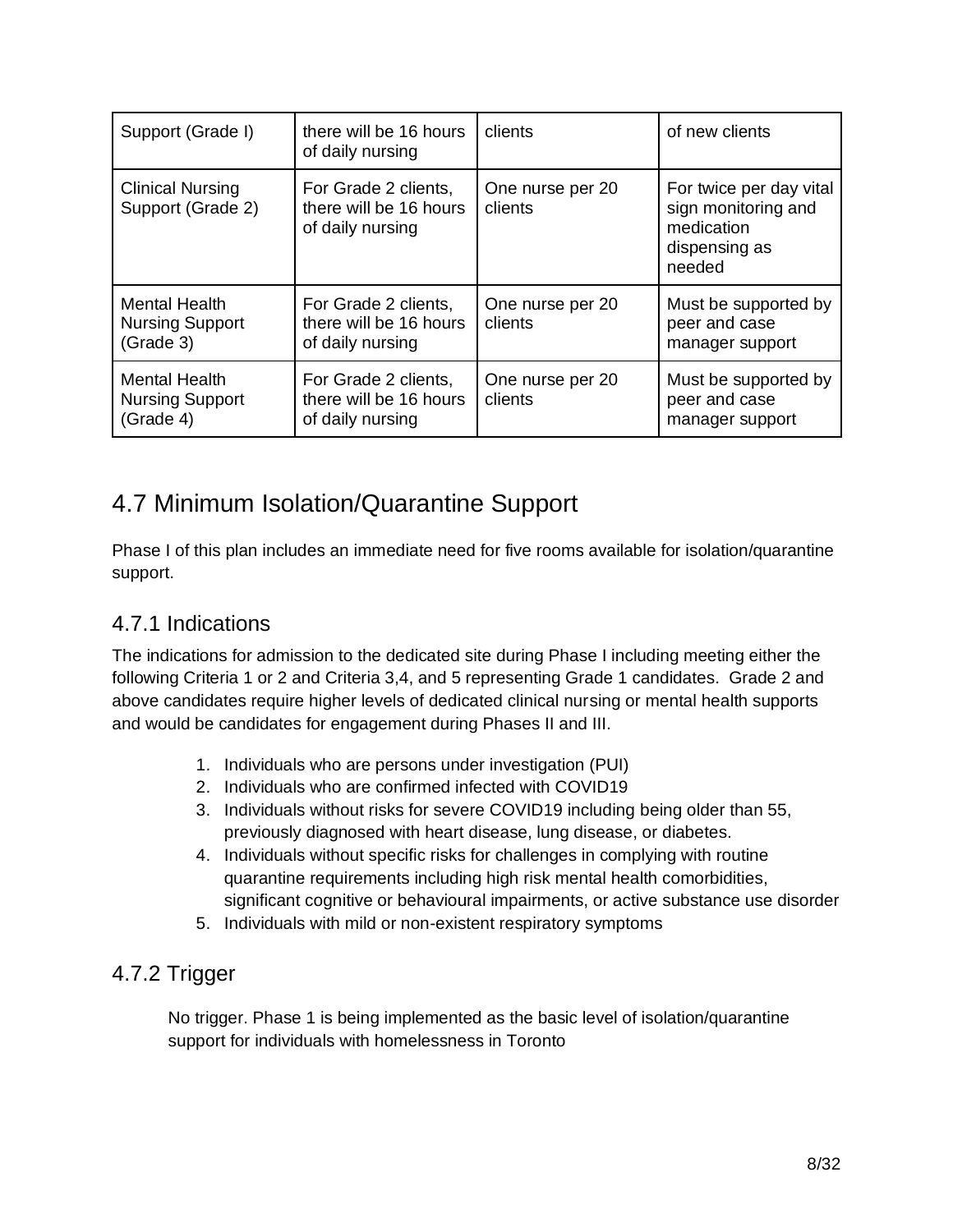| Support (Grade I) | there will be 16 hours of daily nursing | clients | of new clients |
|---|---|---|---|
| Clinical Nursing Support (Grade 2) | For Grade 2 clients, there will be 16 hours of daily nursing | One nurse per 20 clients | For twice per day vital sign monitoring and medication dispensing as needed |
| Mental Health Nursing Support (Grade 3) | For Grade 2 clients, there will be 16 hours of daily nursing | One nurse per 20 clients | Must be supported by peer and case manager support |
| Mental Health Nursing Support (Grade 4) | For Grade 2 clients, there will be 16 hours of daily nursing | One nurse per 20 clients | Must be supported by peer and case manager support |

## 4.7 Minimum Isolation/Quarantine Support

Phase I of this plan includes an immediate need for five rooms available for isolation/quarantine support.

### 4.7.1 Indications

The indications for admission to the dedicated site during Phase I including meeting either the following Criteria 1 or 2 and Criteria 3,4, and 5 representing Grade 1 candidates. Grade 2 and above candidates require higher levels of dedicated clinical nursing or mental health supports and would be candidates for engagement during Phases II and III.

1. Individuals who are persons under investigation (PUI)
2. Individuals who are confirmed infected with COVID19
3. Individuals without risks for severe COVID19 including being older than 55, previously diagnosed with heart disease, lung disease, or diabetes.
4. Individuals without specific risks for challenges in complying with routine quarantine requirements including high risk mental health comorbidities, significant cognitive or behavioural impairments, or active substance use disorder
5. Individuals with mild or non-existent respiratory symptoms

### 4.7.2 Trigger

No trigger. Phase 1 is being implemented as the basic level of isolation/quarantine support for individuals with homelessness in Toronto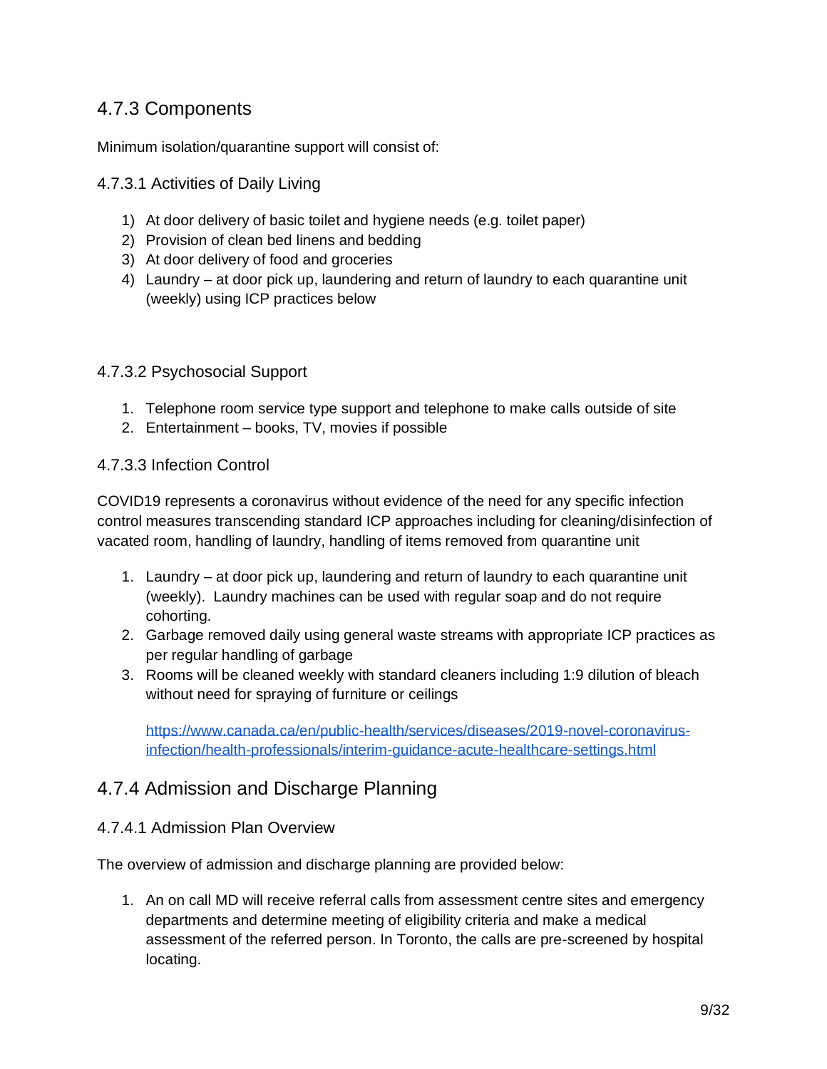## 4.7.3 Components

Minimum isolation/quarantine support will consist of:

### 4.7.3.1 Activities of Daily Living

1) At door delivery of basic toilet and hygiene needs (e.g. toilet paper)
2) Provision of clean bed linens and bedding
3) At door delivery of food and groceries
4) Laundry – at door pick up, laundering and return of laundry to each quarantine unit (weekly) using ICP practices below

### 4.7.3.2 Psychosocial Support

1. Telephone room service type support and telephone to make calls outside of site
2. Entertainment – books, TV, movies if possible

### 4.7.3.3 Infection Control

COVID19 represents a coronavirus without evidence of the need for any specific infection control measures transcending standard ICP approaches including for cleaning/disinfection of vacated room, handling of laundry, handling of items removed from quarantine unit

1. Laundry – at door pick up, laundering and return of laundry to each quarantine unit (weekly). Laundry machines can be used with regular soap and do not require cohorting.
2. Garbage removed daily using general waste streams with appropriate ICP practices as per regular handling of garbage
3. Rooms will be cleaned weekly with standard cleaners including 1:9 dilution of bleach without need for spraying of furniture or ceilings

   https://www.canada.ca/en/public-health/services/diseases/2019-novel-coronavirus-infection/health-professionals/interim-guidance-acute-healthcare-settings.html

## 4.7.4 Admission and Discharge Planning

### 4.7.4.1 Admission Plan Overview

The overview of admission and discharge planning are provided below:

1. An on call MD will receive referral calls from assessment centre sites and emergency departments and determine meeting of eligibility criteria and make a medical assessment of the referred person. In Toronto, the calls are pre-screened by hospital locating.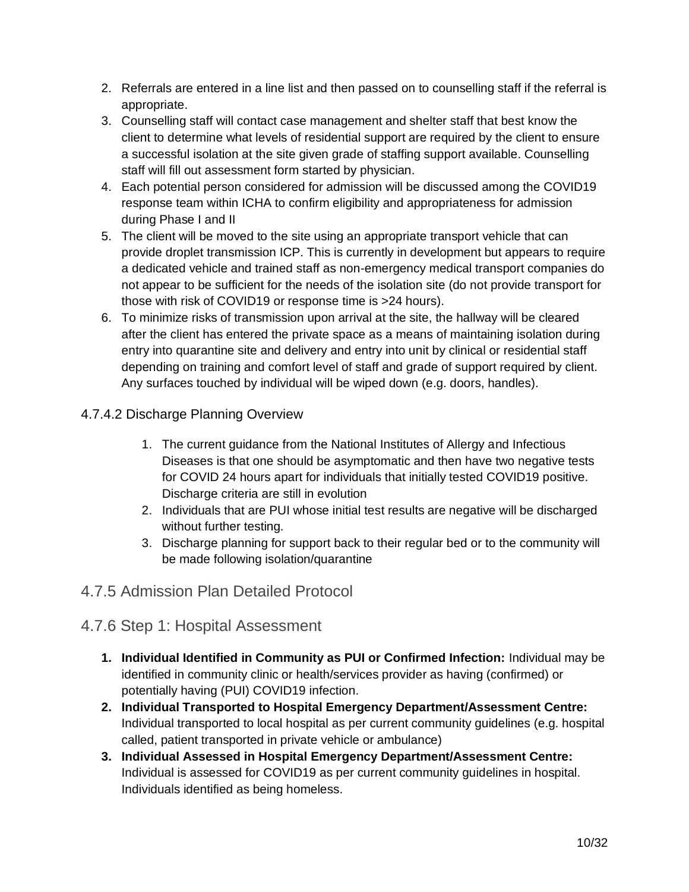2. Referrals are entered in a line list and then passed on to counselling staff if the referral is appropriate.
3. Counselling staff will contact case management and shelter staff that best know the client to determine what levels of residential support are required by the client to ensure a successful isolation at the site given grade of staffing support available. Counselling staff will fill out assessment form started by physician.
4. Each potential person considered for admission will be discussed among the COVID19 response team within ICHA to confirm eligibility and appropriateness for admission during Phase I and II
5. The client will be moved to the site using an appropriate transport vehicle that can provide droplet transmission ICP. This is currently in development but appears to require a dedicated vehicle and trained staff as non-emergency medical transport companies do not appear to be sufficient for the needs of the isolation site (do not provide transport for those with risk of COVID19 or response time is >24 hours).
6. To minimize risks of transmission upon arrival at the site, the hallway will be cleared after the client has entered the private space as a means of maintaining isolation during entry into quarantine site and delivery and entry into unit by clinical or residential staff depending on training and comfort level of staff and grade of support required by client. Any surfaces touched by individual will be wiped down (e.g. doors, handles).

#### 4.7.4.2 Discharge Planning Overview

1. The current guidance from the National Institutes of Allergy and Infectious Diseases is that one should be asymptomatic and then have two negative tests for COVID 24 hours apart for individuals that initially tested COVID19 positive. Discharge criteria are still in evolution
2. Individuals that are PUI whose initial test results are negative will be discharged without further testing.
3. Discharge planning for support back to their regular bed or to the community will be made following isolation/quarantine

### 4.7.5 Admission Plan Detailed Protocol

### 4.7.6 Step 1: Hospital Assessment

1. **Individual Identified in Community as PUI or Confirmed Infection:** Individual may be identified in community clinic or health/services provider as having (confirmed) or potentially having (PUI) COVID19 infection.
2. **Individual Transported to Hospital Emergency Department/Assessment Centre:** Individual transported to local hospital as per current community guidelines (e.g. hospital called, patient transported in private vehicle or ambulance)
3. **Individual Assessed in Hospital Emergency Department/Assessment Centre:** Individual is assessed for COVID19 as per current community guidelines in hospital. Individuals identified as being homeless.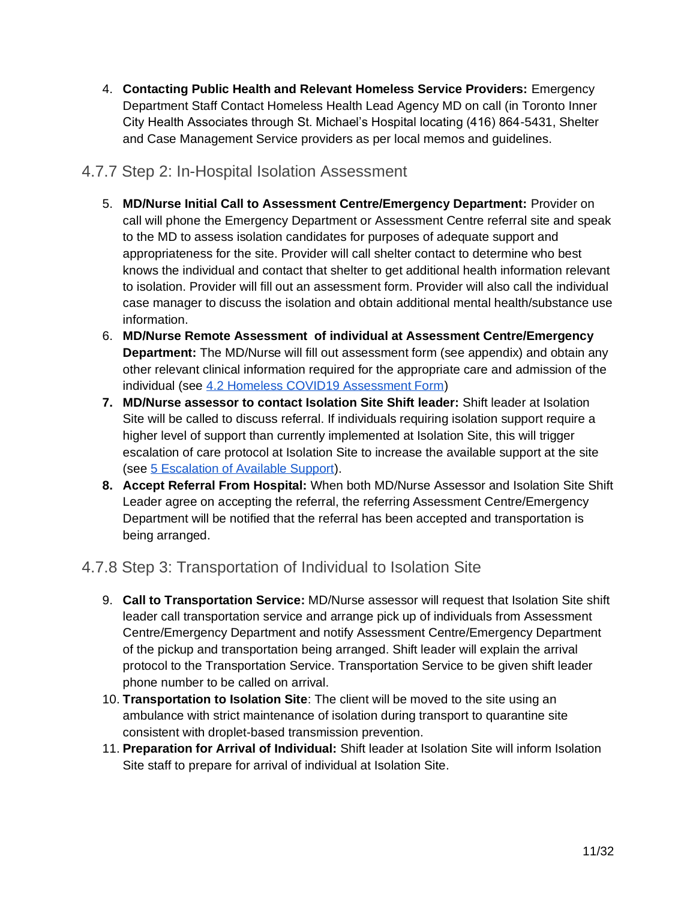4. **Contacting Public Health and Relevant Homeless Service Providers:** Emergency Department Staff Contact Homeless Health Lead Agency MD on call (in Toronto Inner City Health Associates through St. Michael's Hospital locating (416) 864-5431, Shelter and Case Management Service providers as per local memos and guidelines.

### 4.7.7 Step 2: In-Hospital Isolation Assessment

5. **MD/Nurse Initial Call to Assessment Centre/Emergency Department:** Provider on call will phone the Emergency Department or Assessment Centre referral site and speak to the MD to assess isolation candidates for purposes of adequate support and appropriateness for the site. Provider will call shelter contact to determine who best knows the individual and contact that shelter to get additional health information relevant to isolation. Provider will fill out an assessment form. Provider will also call the individual case manager to discuss the isolation and obtain additional mental health/substance use information.
6. **MD/Nurse Remote Assessment of individual at Assessment Centre/Emergency Department:** The MD/Nurse will fill out assessment form (see appendix) and obtain any other relevant clinical information required for the appropriate care and admission of the individual (see 4.2 Homeless COVID19 Assessment Form)
7. **MD/Nurse assessor to contact Isolation Site Shift leader:** Shift leader at Isolation Site will be called to discuss referral. If individuals requiring isolation support require a higher level of support than currently implemented at Isolation Site, this will trigger escalation of care protocol at Isolation Site to increase the available support at the site (see 5 Escalation of Available Support).
8. **Accept Referral From Hospital:** When both MD/Nurse Assessor and Isolation Site Shift Leader agree on accepting the referral, the referring Assessment Centre/Emergency Department will be notified that the referral has been accepted and transportation is being arranged.

### 4.7.8 Step 3: Transportation of Individual to Isolation Site

9. **Call to Transportation Service:** MD/Nurse assessor will request that Isolation Site shift leader call transportation service and arrange pick up of individuals from Assessment Centre/Emergency Department and notify Assessment Centre/Emergency Department of the pickup and transportation being arranged. Shift leader will explain the arrival protocol to the Transportation Service. Transportation Service to be given shift leader phone number to be called on arrival.
10. **Transportation to Isolation Site**: The client will be moved to the site using an ambulance with strict maintenance of isolation during transport to quarantine site consistent with droplet-based transmission prevention.
11. **Preparation for Arrival of Individual:** Shift leader at Isolation Site will inform Isolation Site staff to prepare for arrival of individual at Isolation Site.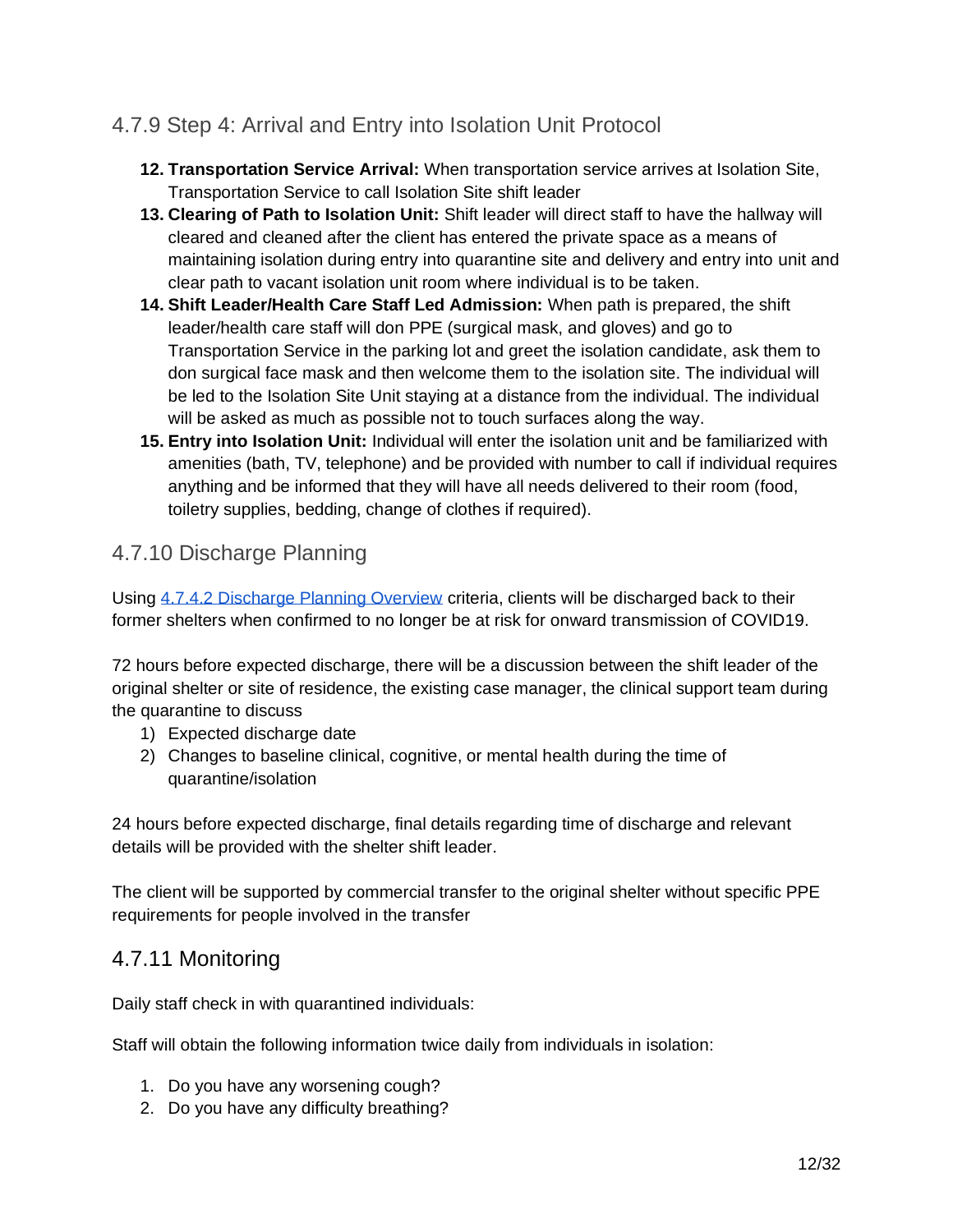### 4.7.9 Step 4: Arrival and Entry into Isolation Unit Protocol

12. **Transportation Service Arrival:** When transportation service arrives at Isolation Site, Transportation Service to call Isolation Site shift leader
13. **Clearing of Path to Isolation Unit:** Shift leader will direct staff to have the hallway will cleared and cleaned after the client has entered the private space as a means of maintaining isolation during entry into quarantine site and delivery and entry into unit and clear path to vacant isolation unit room where individual is to be taken.
14. **Shift Leader/Health Care Staff Led Admission:** When path is prepared, the shift leader/health care staff will don PPE (surgical mask, and gloves) and go to Transportation Service in the parking lot and greet the isolation candidate, ask them to don surgical face mask and then welcome them to the isolation site. The individual will be led to the Isolation Site Unit staying at a distance from the individual. The individual will be asked as much as possible not to touch surfaces along the way.
15. **Entry into Isolation Unit:** Individual will enter the isolation unit and be familiarized with amenities (bath, TV, telephone) and be provided with number to call if individual requires anything and be informed that they will have all needs delivered to their room (food, toiletry supplies, bedding, change of clothes if required).

### 4.7.10 Discharge Planning

Using [4.7.4.2 Discharge Planning Overview](#) criteria, clients will be discharged back to their former shelters when confirmed to no longer be at risk for onward transmission of COVID19.

72 hours before expected discharge, there will be a discussion between the shift leader of the original shelter or site of residence, the existing case manager, the clinical support team during the quarantine to discuss

1) Expected discharge date
2) Changes to baseline clinical, cognitive, or mental health during the time of quarantine/isolation

24 hours before expected discharge, final details regarding time of discharge and relevant details will be provided with the shelter shift leader.

The client will be supported by commercial transfer to the original shelter without specific PPE requirements for people involved in the transfer

### 4.7.11 Monitoring

Daily staff check in with quarantined individuals:

Staff will obtain the following information twice daily from individuals in isolation:

1. Do you have any worsening cough?
2. Do you have any difficulty breathing?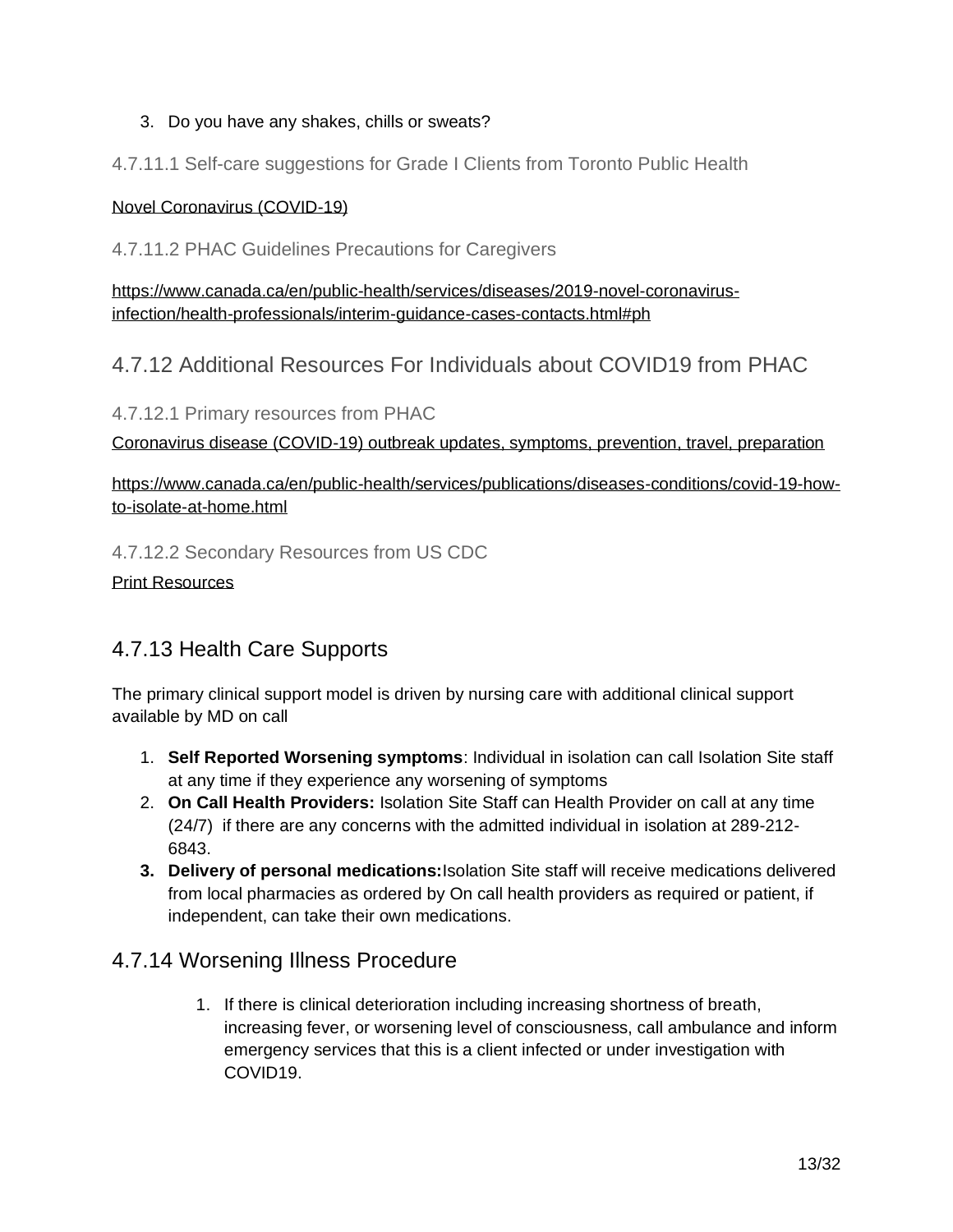3. Do you have any shakes, chills or sweats?

#### 4.7.11.1 Self-care suggestions for Grade I Clients from Toronto Public Health

Novel Coronavirus (COVID-19)

#### 4.7.11.2 PHAC Guidelines Precautions for Caregivers

https://www.canada.ca/en/public-health/services/diseases/2019-novel-coronavirus-infection/health-professionals/interim-guidance-cases-contacts.html#ph

### 4.7.12 Additional Resources For Individuals about COVID19 from PHAC

#### 4.7.12.1 Primary resources from PHAC

Coronavirus disease (COVID-19) outbreak updates, symptoms, prevention, travel, preparation

https://www.canada.ca/en/public-health/services/publications/diseases-conditions/covid-19-how-to-isolate-at-home.html

#### 4.7.12.2 Secondary Resources from US CDC

Print Resources

### 4.7.13 Health Care Supports

The primary clinical support model is driven by nursing care with additional clinical support available by MD on call

1. **Self Reported Worsening symptoms**: Individual in isolation can call Isolation Site staff at any time if they experience any worsening of symptoms
2. **On Call Health Providers:** Isolation Site Staff can Health Provider on call at any time (24/7) if there are any concerns with the admitted individual in isolation at 289-212-6843.
3. **Delivery of personal medications:** Isolation Site staff will receive medications delivered from local pharmacies as ordered by On call health providers as required or patient, if independent, can take their own medications.

### 4.7.14 Worsening Illness Procedure

1. If there is clinical deterioration including increasing shortness of breath, increasing fever, or worsening level of consciousness, call ambulance and inform emergency services that this is a client infected or under investigation with COVID19.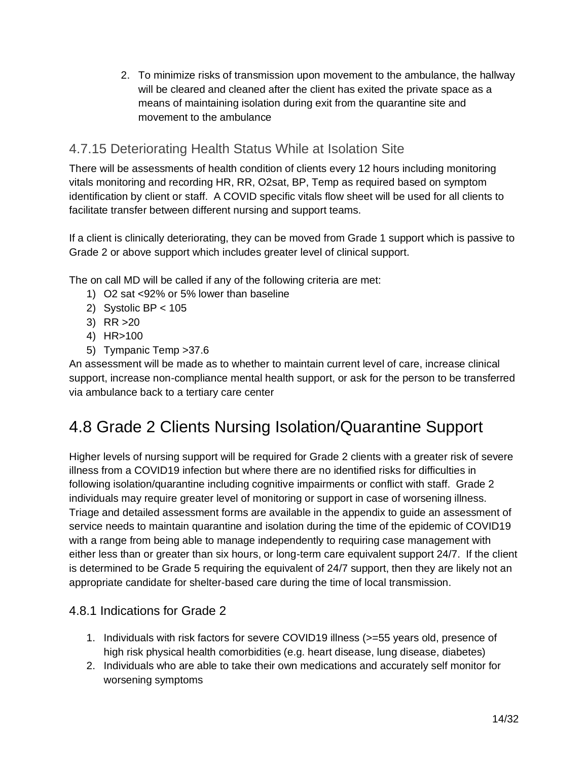2. To minimize risks of transmission upon movement to the ambulance, the hallway will be cleared and cleaned after the client has exited the private space as a means of maintaining isolation during exit from the quarantine site and movement to the ambulance

### 4.7.15 Deteriorating Health Status While at Isolation Site

There will be assessments of health condition of clients every 12 hours including monitoring vitals monitoring and recording HR, RR, O2sat, BP, Temp as required based on symptom identification by client or staff. A COVID specific vitals flow sheet will be used for all clients to facilitate transfer between different nursing and support teams.

If a client is clinically deteriorating, they can be moved from Grade 1 support which is passive to Grade 2 or above support which includes greater level of clinical support.

The on call MD will be called if any of the following criteria are met:

1) O2 sat <92% or 5% lower than baseline
2) Systolic BP < 105
3) RR >20
4) HR>100
5) Tympanic Temp >37.6

An assessment will be made as to whether to maintain current level of care, increase clinical support, increase non-compliance mental health support, or ask for the person to be transferred via ambulance back to a tertiary care center

## 4.8 Grade 2 Clients Nursing Isolation/Quarantine Support

Higher levels of nursing support will be required for Grade 2 clients with a greater risk of severe illness from a COVID19 infection but where there are no identified risks for difficulties in following isolation/quarantine including cognitive impairments or conflict with staff. Grade 2 individuals may require greater level of monitoring or support in case of worsening illness. Triage and detailed assessment forms are available in the appendix to guide an assessment of service needs to maintain quarantine and isolation during the time of the epidemic of COVID19 with a range from being able to manage independently to requiring case management with either less than or greater than six hours, or long-term care equivalent support 24/7. If the client is determined to be Grade 5 requiring the equivalent of 24/7 support, then they are likely not an appropriate candidate for shelter-based care during the time of local transmission.

### 4.8.1 Indications for Grade 2

1. Individuals with risk factors for severe COVID19 illness (>=55 years old, presence of high risk physical health comorbidities (e.g. heart disease, lung disease, diabetes)
2. Individuals who are able to take their own medications and accurately self monitor for worsening symptoms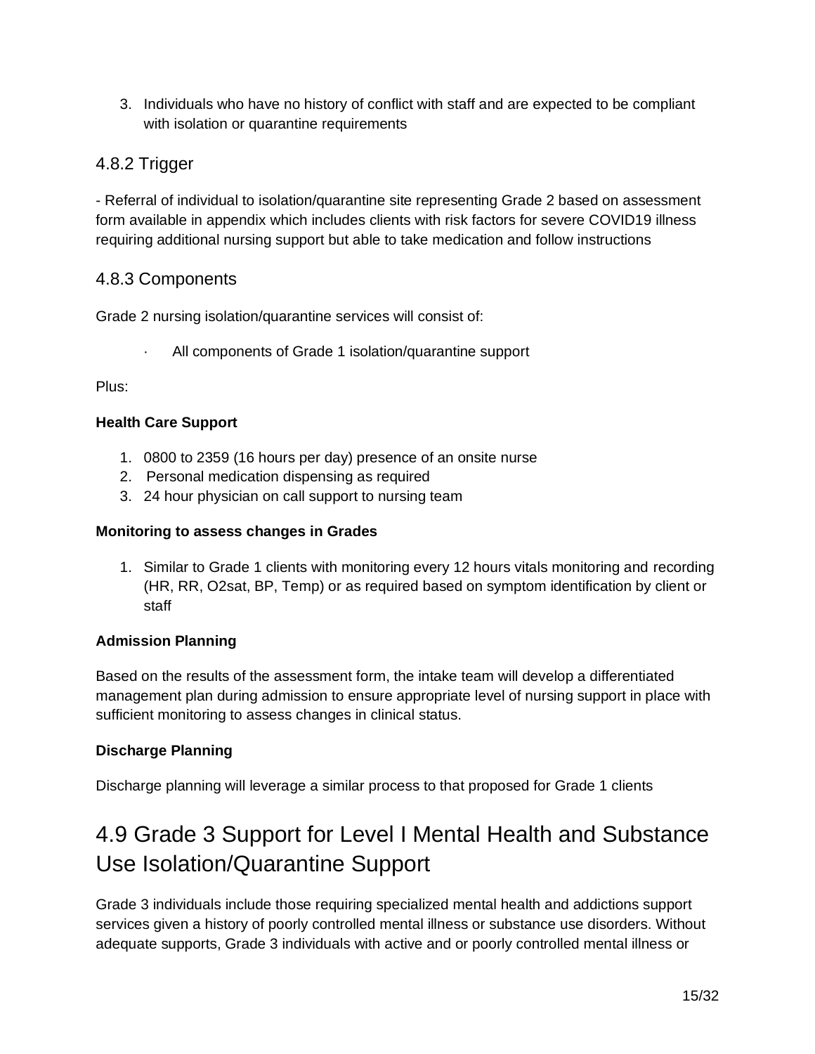3. Individuals who have no history of conflict with staff and are expected to be compliant with isolation or quarantine requirements

### 4.8.2 Trigger

- Referral of individual to isolation/quarantine site representing Grade 2 based on assessment form available in appendix which includes clients with risk factors for severe COVID19 illness requiring additional nursing support but able to take medication and follow instructions

### 4.8.3 Components

Grade 2 nursing isolation/quarantine services will consist of:

- All components of Grade 1 isolation/quarantine support

Plus:

**Health Care Support**

1. 0800 to 2359 (16 hours per day) presence of an onsite nurse
2. Personal medication dispensing as required
3. 24 hour physician on call support to nursing team

**Monitoring to assess changes in Grades**

1. Similar to Grade 1 clients with monitoring every 12 hours vitals monitoring and recording (HR, RR, O2sat, BP, Temp) or as required based on symptom identification by client or staff

**Admission Planning**

Based on the results of the assessment form, the intake team will develop a differentiated management plan during admission to ensure appropriate level of nursing support in place with sufficient monitoring to assess changes in clinical status.

**Discharge Planning**

Discharge planning will leverage a similar process to that proposed for Grade 1 clients

## 4.9 Grade 3 Support for Level I Mental Health and Substance Use Isolation/Quarantine Support

Grade 3 individuals include those requiring specialized mental health and addictions support services given a history of poorly controlled mental illness or substance use disorders. Without adequate supports, Grade 3 individuals with active and or poorly controlled mental illness or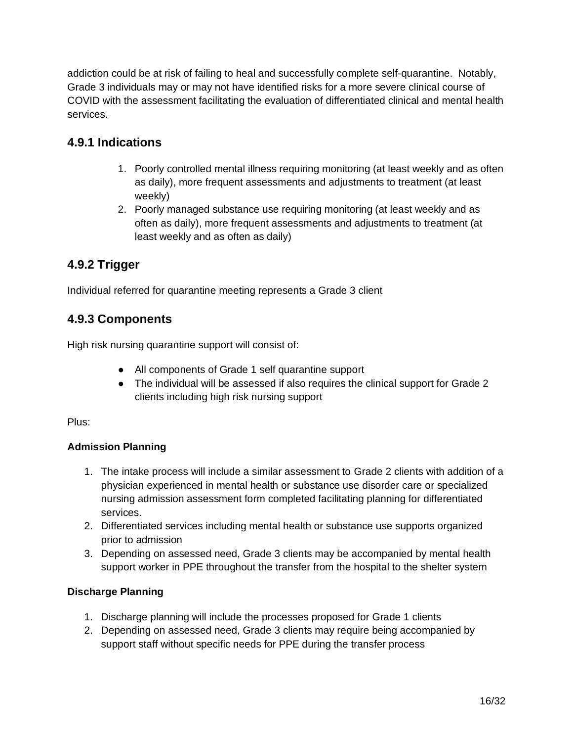addiction could be at risk of failing to heal and successfully complete self-quarantine. Notably, Grade 3 individuals may or may not have identified risks for a more severe clinical course of COVID with the assessment facilitating the evaluation of differentiated clinical and mental health services.

### 4.9.1 Indications

1. Poorly controlled mental illness requiring monitoring (at least weekly and as often as daily), more frequent assessments and adjustments to treatment (at least weekly)
2. Poorly managed substance use requiring monitoring (at least weekly and as often as daily), more frequent assessments and adjustments to treatment (at least weekly and as often as daily)

### 4.9.2 Trigger

Individual referred for quarantine meeting represents a Grade 3 client

### 4.9.3 Components

High risk nursing quarantine support will consist of:

- All components of Grade 1 self quarantine support
- The individual will be assessed if also requires the clinical support for Grade 2 clients including high risk nursing support

Plus:

**Admission Planning**

1. The intake process will include a similar assessment to Grade 2 clients with addition of a physician experienced in mental health or substance use disorder care or specialized nursing admission assessment form completed facilitating planning for differentiated services.
2. Differentiated services including mental health or substance use supports organized prior to admission
3. Depending on assessed need, Grade 3 clients may be accompanied by mental health support worker in PPE throughout the transfer from the hospital to the shelter system

**Discharge Planning**

1. Discharge planning will include the processes proposed for Grade 1 clients
2. Depending on assessed need, Grade 3 clients may require being accompanied by support staff without specific needs for PPE during the transfer process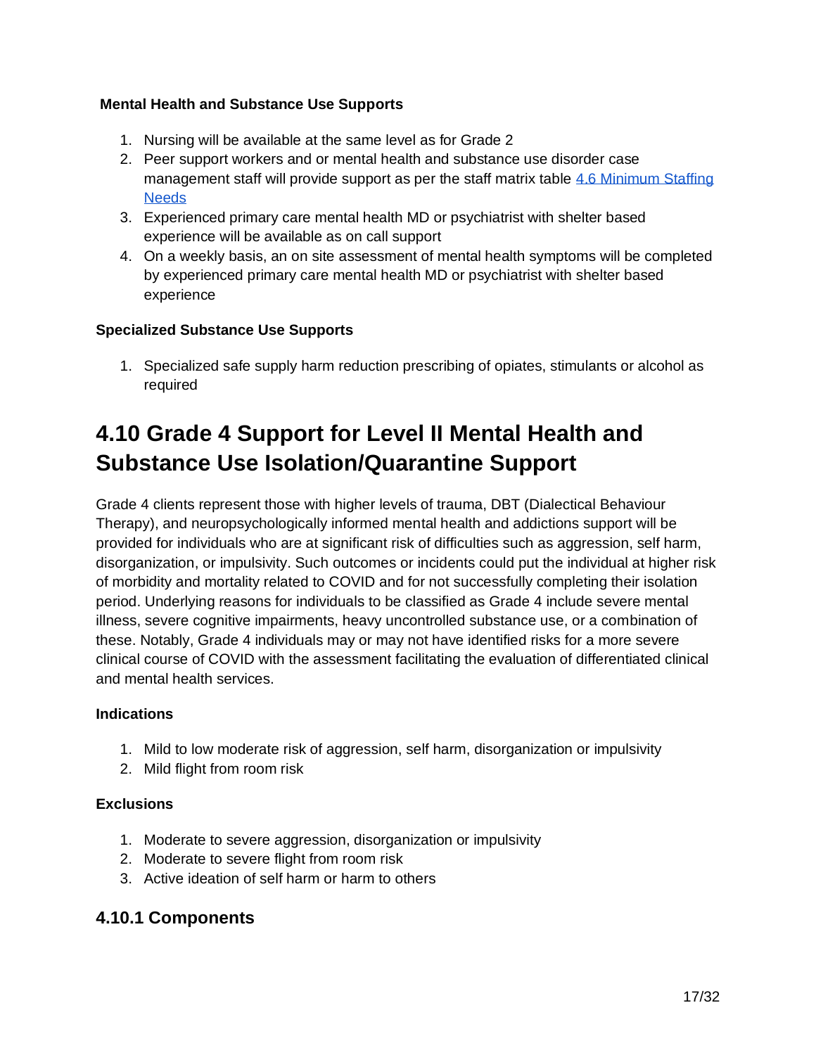**Mental Health and Substance Use Supports**

1. Nursing will be available at the same level as for Grade 2
2. Peer support workers and or mental health and substance use disorder case management staff will provide support as per the staff matrix table [4.6 Minimum Staffing Needs]
3. Experienced primary care mental health MD or psychiatrist with shelter based experience will be available as on call support
4. On a weekly basis, an on site assessment of mental health symptoms will be completed by experienced primary care mental health MD or psychiatrist with shelter based experience

**Specialized Substance Use Supports**

1. Specialized safe supply harm reduction prescribing of opiates, stimulants or alcohol as required

## 4.10 Grade 4 Support for Level II Mental Health and Substance Use Isolation/Quarantine Support

Grade 4 clients represent those with higher levels of trauma, DBT (Dialectical Behaviour Therapy), and neuropsychologically informed mental health and addictions support will be provided for individuals who are at significant risk of difficulties such as aggression, self harm, disorganization, or impulsivity. Such outcomes or incidents could put the individual at higher risk of morbidity and mortality related to COVID and for not successfully completing their isolation period. Underlying reasons for individuals to be classified as Grade 4 include severe mental illness, severe cognitive impairments, heavy uncontrolled substance use, or a combination of these. Notably, Grade 4 individuals may or may not have identified risks for a more severe clinical course of COVID with the assessment facilitating the evaluation of differentiated clinical and mental health services.

**Indications**

1. Mild to low moderate risk of aggression, self harm, disorganization or impulsivity
2. Mild flight from room risk

**Exclusions**

1. Moderate to severe aggression, disorganization or impulsivity
2. Moderate to severe flight from room risk
3. Active ideation of self harm or harm to others

### 4.10.1 Components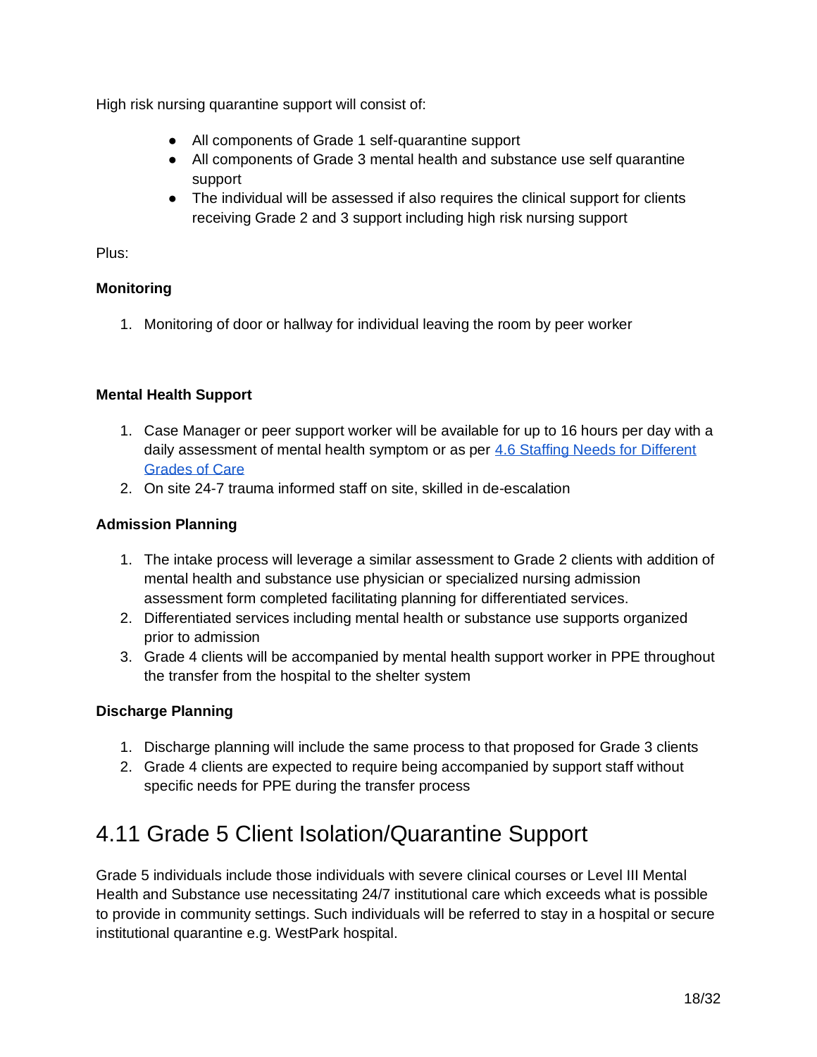High risk nursing quarantine support will consist of:

- All components of Grade 1 self-quarantine support
- All components of Grade 3 mental health and substance use self quarantine support
- The individual will be assessed if also requires the clinical support for clients receiving Grade 2 and 3 support including high risk nursing support

Plus:

**Monitoring**

1. Monitoring of door or hallway for individual leaving the room by peer worker

**Mental Health Support**

1. Case Manager or peer support worker will be available for up to 16 hours per day with a daily assessment of mental health symptom or as per [4.6 Staffing Needs for Different Grades of Care]()
2. On site 24-7 trauma informed staff on site, skilled in de-escalation

**Admission Planning**

1. The intake process will leverage a similar assessment to Grade 2 clients with addition of mental health and substance use physician or specialized nursing admission assessment form completed facilitating planning for differentiated services.
2. Differentiated services including mental health or substance use supports organized prior to admission
3. Grade 4 clients will be accompanied by mental health support worker in PPE throughout the transfer from the hospital to the shelter system

**Discharge Planning**

1. Discharge planning will include the same process to that proposed for Grade 3 clients
2. Grade 4 clients are expected to require being accompanied by support staff without specific needs for PPE during the transfer process

## 4.11 Grade 5 Client Isolation/Quarantine Support

Grade 5 individuals include those individuals with severe clinical courses or Level III Mental Health and Substance use necessitating 24/7 institutional care which exceeds what is possible to provide in community settings. Such individuals will be referred to stay in a hospital or secure institutional quarantine e.g. WestPark hospital.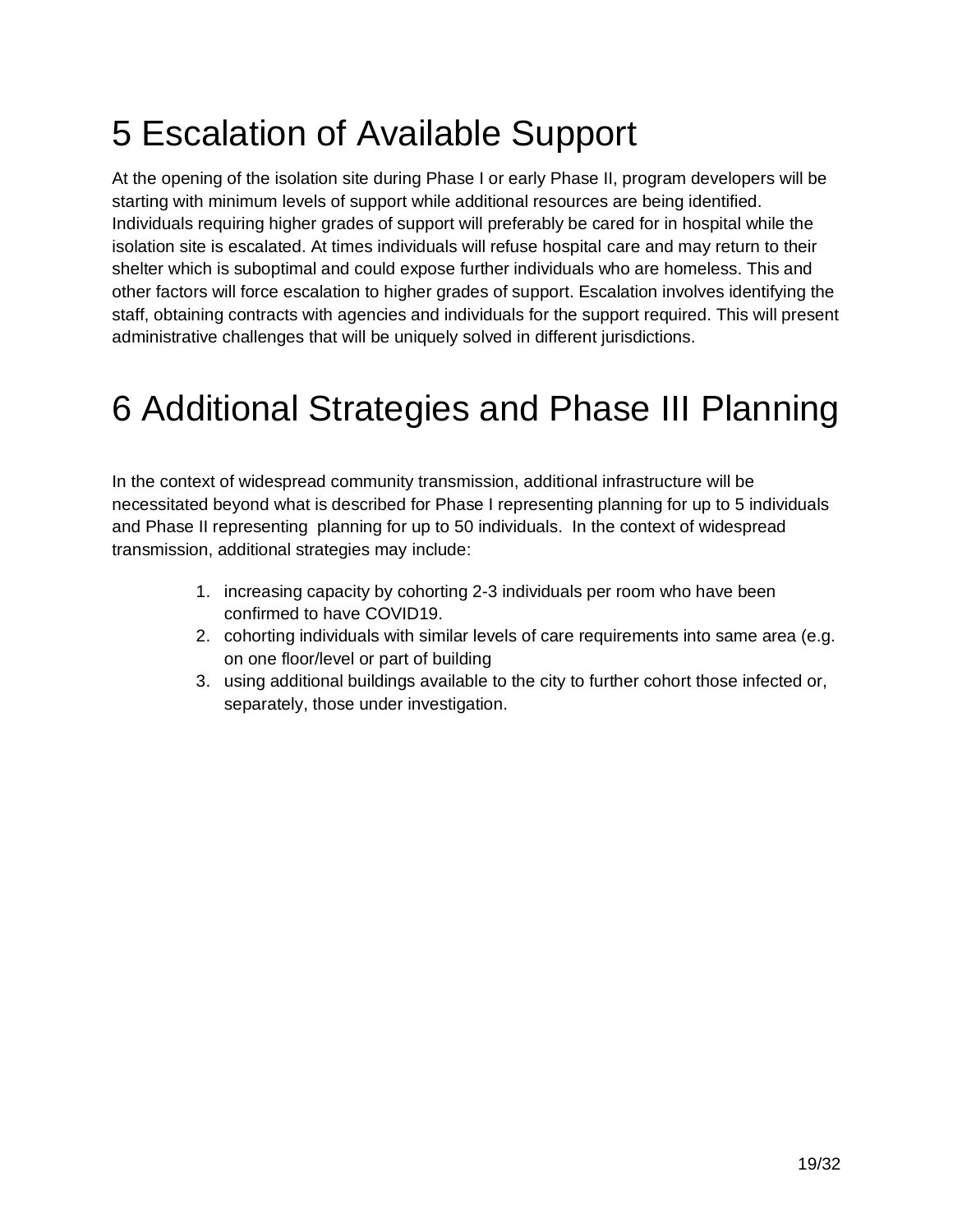# 5 Escalation of Available Support

At the opening of the isolation site during Phase I or early Phase II, program developers will be starting with minimum levels of support while additional resources are being identified. Individuals requiring higher grades of support will preferably be cared for in hospital while the isolation site is escalated. At times individuals will refuse hospital care and may return to their shelter which is suboptimal and could expose further individuals who are homeless. This and other factors will force escalation to higher grades of support. Escalation involves identifying the staff, obtaining contracts with agencies and individuals for the support required. This will present administrative challenges that will be uniquely solved in different jurisdictions.

# 6 Additional Strategies and Phase III Planning

In the context of widespread community transmission, additional infrastructure will be necessitated beyond what is described for Phase I representing planning for up to 5 individuals and Phase II representing planning for up to 50 individuals. In the context of widespread transmission, additional strategies may include:

1. increasing capacity by cohorting 2-3 individuals per room who have been confirmed to have COVID19.
2. cohorting individuals with similar levels of care requirements into same area (e.g. on one floor/level or part of building
3. using additional buildings available to the city to further cohort those infected or, separately, those under investigation.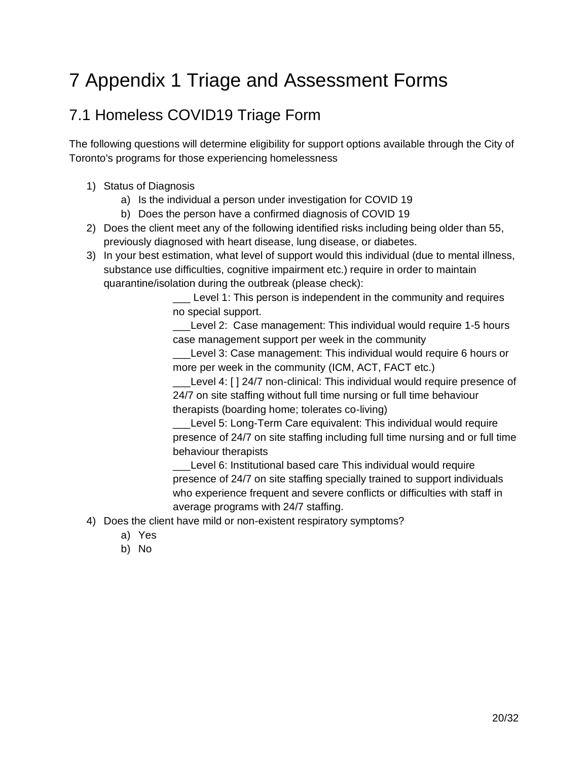# 7 Appendix 1 Triage and Assessment Forms

## 7.1 Homeless COVID19 Triage Form

The following questions will determine eligibility for support options available through the City of Toronto's programs for those experiencing homelessness

1) Status of Diagnosis
    a) Is the individual a person under investigation for COVID 19
    b) Does the person have a confirmed diagnosis of COVID 19
2) Does the client meet any of the following identified risks including being older than 55, previously diagnosed with heart disease, lung disease, or diabetes.
3) In your best estimation, what level of support would this individual (due to mental illness, substance use difficulties, cognitive impairment etc.) require in order to maintain quarantine/isolation during the outbreak (please check):

    ___ Level 1: This person is independent in the community and requires no special support.

    ___Level 2: Case management: This individual would require 1-5 hours case management support per week in the community

    ___Level 3: Case management: This individual would require 6 hours or more per week in the community (ICM, ACT, FACT etc.)

    ___Level 4: [ ] 24/7 non-clinical: This individual would require presence of 24/7 on site staffing without full time nursing or full time behaviour therapists (boarding home; tolerates co-living)

    ___Level 5: Long-Term Care equivalent: This individual would require presence of 24/7 on site staffing including full time nursing and or full time behaviour therapists

    ___Level 6: Institutional based care This individual would require presence of 24/7 on site staffing specially trained to support individuals who experience frequent and severe conflicts or difficulties with staff in average programs with 24/7 staffing.
4) Does the client have mild or non-existent respiratory symptoms?
    a) Yes
    b) No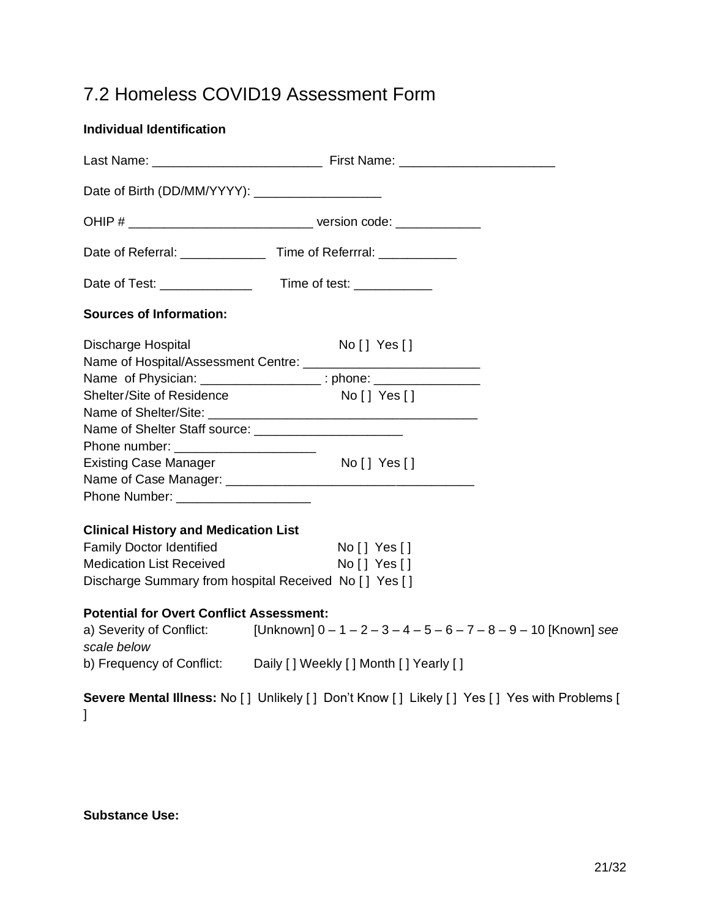# 7.2 Homeless COVID19 Assessment Form

**Individual Identification**

Last Name: ________________________ First Name: ______________________

Date of Birth (DD/MM/YYYY): __________________

OHIP # __________________________ version code: ____________

Date of Referral: ____________ Time of Referrral: ___________

Date of Test: _____________ Time of test: ___________

**Sources of Information:**

Discharge Hospital No [ ] Yes [ ]
Name of Hospital/Assessment Centre: __________________________
Name of Physician: _________________ : phone: _______________
Shelter/Site of Residence No [ ] Yes [ ]
Name of Shelter/Site: ______________________________________
Name of Shelter Staff source: _____________________
Phone number: ____________________
Existing Case Manager No [ ] Yes [ ]
Name of Case Manager: ___________________________________
Phone Number: ___________________

**Clinical History and Medication List**
Family Doctor Identified No [ ] Yes [ ]
Medication List Received No [ ] Yes [ ]
Discharge Summary from hospital Received No [ ] Yes [ ]

**Potential for Overt Conflict Assessment:**
a) Severity of Conflict: [Unknown] 0 – 1 – 2 – 3 – 4 – 5 – 6 – 7 – 8 – 9 – 10 [Known] *see scale below*
b) Frequency of Conflict: Daily [ ] Weekly [ ] Month [ ] Yearly [ ]

**Severe Mental Illness:** No [ ] Unlikely [ ] Don't Know [ ] Likely [ ] Yes [ ] Yes with Problems [ ]

**Substance Use:**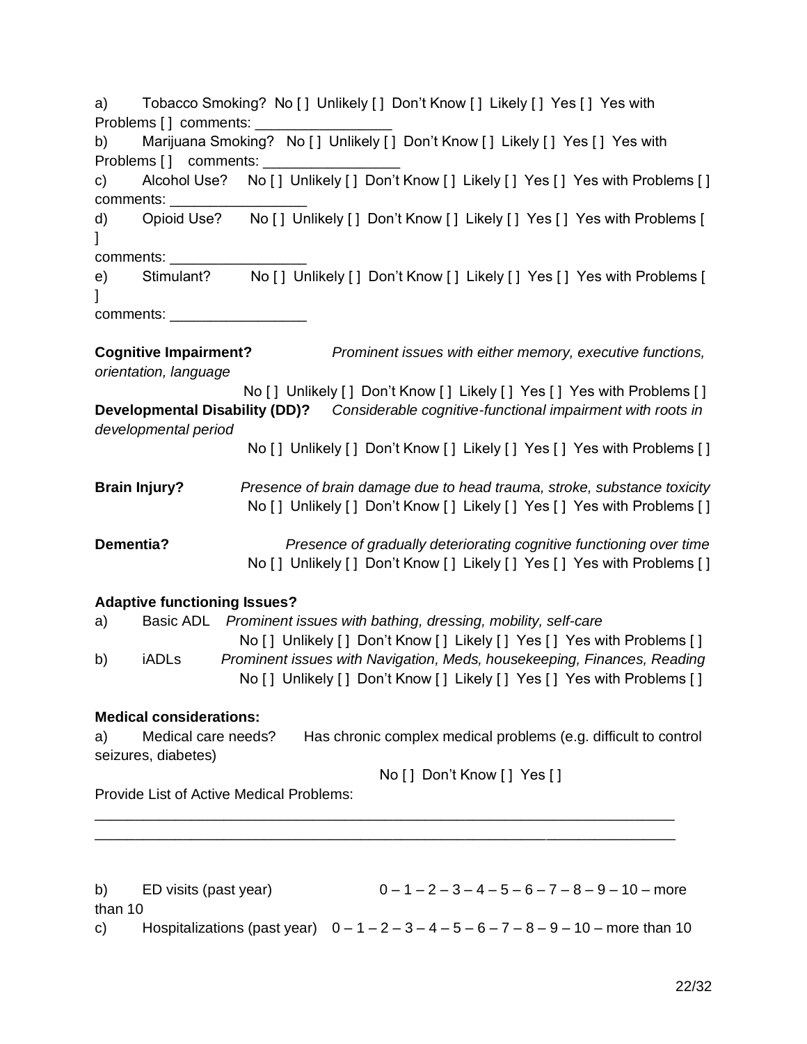a) Tobacco Smoking? No [ ] Unlikely [ ] Don't Know [ ] Likely [ ] Yes [ ] Yes with Problems [ ] comments: ________________

b) Marijuana Smoking? No [ ] Unlikely [ ] Don't Know [ ] Likely [ ] Yes [ ] Yes with Problems [ ] comments: ________________

c) Alcohol Use? No [ ] Unlikely [ ] Don't Know [ ] Likely [ ] Yes [ ] Yes with Problems [ ] comments: ________________

d) Opioid Use? No [ ] Unlikely [ ] Don't Know [ ] Likely [ ] Yes [ ] Yes with Problems [ ]
comments: ________________

e) Stimulant? No [ ] Unlikely [ ] Don't Know [ ] Likely [ ] Yes [ ] Yes with Problems [ ]
comments: ________________

**Cognitive Impairment?** *Prominent issues with either memory, executive functions, orientation, language*
No [ ] Unlikely [ ] Don't Know [ ] Likely [ ] Yes [ ] Yes with Problems [ ]

**Developmental Disability (DD)?** *Considerable cognitive-functional impairment with roots in developmental period*
No [ ] Unlikely [ ] Don't Know [ ] Likely [ ] Yes [ ] Yes with Problems [ ]

**Brain Injury?** *Presence of brain damage due to head trauma, stroke, substance toxicity*
No [ ] Unlikely [ ] Don't Know [ ] Likely [ ] Yes [ ] Yes with Problems [ ]

**Dementia?** *Presence of gradually deteriorating cognitive functioning over time*
No [ ] Unlikely [ ] Don't Know [ ] Likely [ ] Yes [ ] Yes with Problems [ ]

**Adaptive functioning Issues?**

a) Basic ADL *Prominent issues with bathing, dressing, mobility, self-care*
No [ ] Unlikely [ ] Don't Know [ ] Likely [ ] Yes [ ] Yes with Problems [ ]

b) iADLs *Prominent issues with Navigation, Meds, housekeeping, Finances, Reading*
No [ ] Unlikely [ ] Don't Know [ ] Likely [ ] Yes [ ] Yes with Problems [ ]

**Medical considerations:**

a) Medical care needs? Has chronic complex medical problems (e.g. difficult to control seizures, diabetes)
No [ ] Don't Know [ ] Yes [ ]

Provide List of Active Medical Problems:
_______________________________________________________________________
_______________________________________________________________________

b) ED visits (past year) 0 – 1 – 2 – 3 – 4 – 5 – 6 – 7 – 8 – 9 – 10 – more than 10

c) Hospitalizations (past year) 0 – 1 – 2 – 3 – 4 – 5 – 6 – 7 – 8 – 9 – 10 – more than 10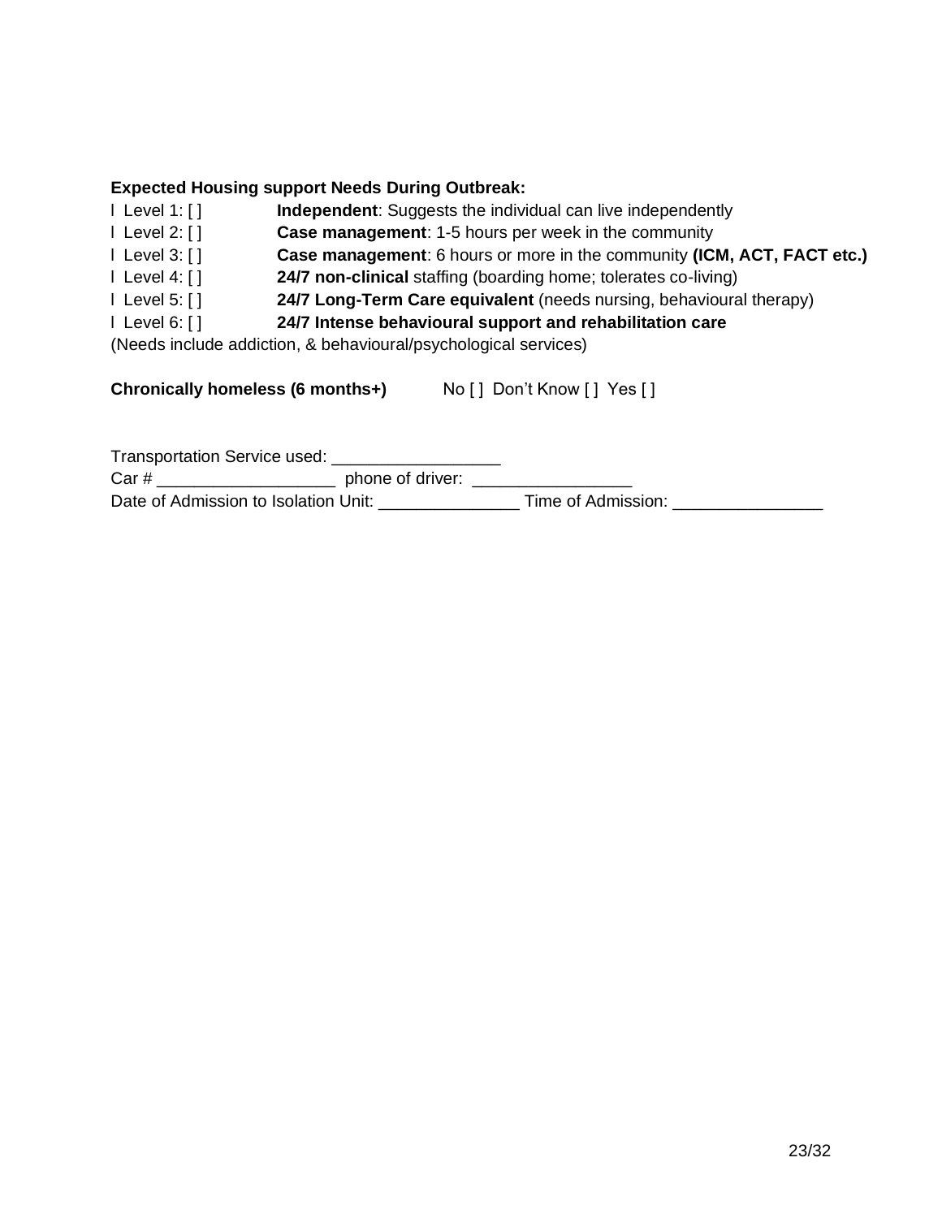**Expected Housing support Needs During Outbreak:**

- Level 1: [ ] **Independent**: Suggests the individual can live independently
- Level 2: [ ] **Case management**: 1-5 hours per week in the community
- Level 3: [ ] **Case management**: 6 hours or more in the community **(ICM, ACT, FACT etc.)**
- Level 4: [ ] **24/7 non-clinical** staffing (boarding home; tolerates co-living)
- Level 5: [ ] **24/7 Long-Term Care equivalent** (needs nursing, behavioural therapy)
- Level 6: [ ] **24/7 Intense behavioural support and rehabilitation care**

(Needs include addiction, & behavioural/psychological services)

**Chronically homeless (6 months+)** No [ ] Don't Know [ ] Yes [ ]

Transportation Service used: _________________

Car # __________________ phone of driver: ________________

Date of Admission to Isolation Unit: ______________ Time of Admission: _______________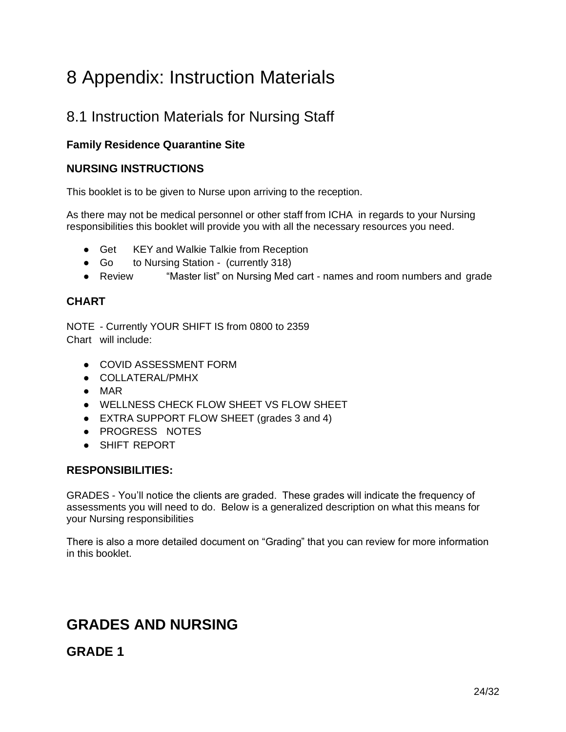# 8 Appendix: Instruction Materials

## 8.1 Instruction Materials for Nursing Staff

### Family Residence Quarantine Site

### NURSING INSTRUCTIONS

This booklet is to be given to Nurse upon arriving to the reception.

As there may not be medical personnel or other staff from ICHA in regards to your Nursing responsibilities this booklet will provide you with all the necessary resources you need.

- Get KEY and Walkie Talkie from Reception
- Go to Nursing Station - (currently 318)
- Review "Master list" on Nursing Med cart - names and room numbers and grade

### CHART

NOTE - Currently YOUR SHIFT IS from 0800 to 2359
Chart will include:

- COVID ASSESSMENT FORM
- COLLATERAL/PMHX
- MAR
- WELLNESS CHECK FLOW SHEET VS FLOW SHEET
- EXTRA SUPPORT FLOW SHEET (grades 3 and 4)
- PROGRESS NOTES
- SHIFT REPORT

### RESPONSIBILITIES:

GRADES - You'll notice the clients are graded. These grades will indicate the frequency of assessments you will need to do. Below is a generalized description on what this means for your Nursing responsibilities

There is also a more detailed document on "Grading" that you can review for more information in this booklet.

## GRADES AND NURSING

### GRADE 1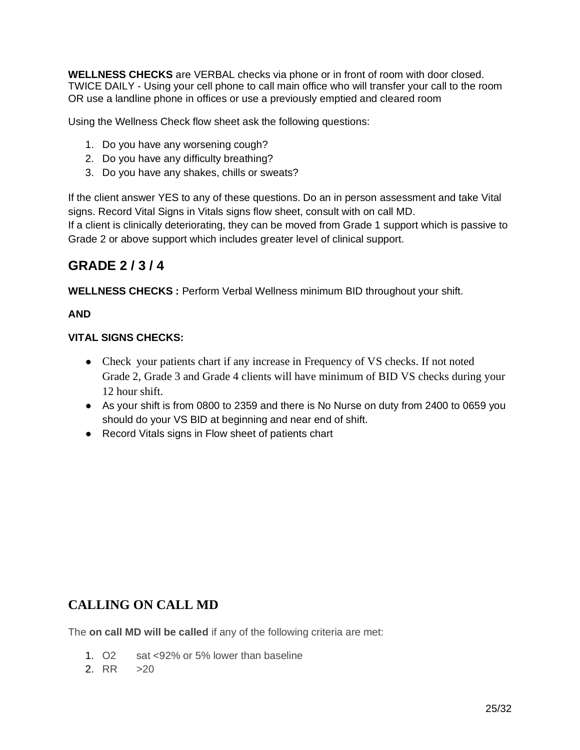**WELLNESS CHECKS** are VERBAL checks via phone or in front of room with door closed. TWICE DAILY - Using your cell phone to call main office who will transfer your call to the room OR use a landline phone in offices or use a previously emptied and cleared room

Using the Wellness Check flow sheet ask the following questions:

1. Do you have any worsening cough?
2. Do you have any difficulty breathing?
3. Do you have any shakes, chills or sweats?

If the client answer YES to any of these questions. Do an in person assessment and take Vital signs. Record Vital Signs in Vitals signs flow sheet, consult with on call MD.
If a client is clinically deteriorating, they can be moved from Grade 1 support which is passive to Grade 2 or above support which includes greater level of clinical support.

## GRADE 2 / 3 / 4

**WELLNESS CHECKS :** Perform Verbal Wellness minimum BID throughout your shift.

**AND**

**VITAL SIGNS CHECKS:**

- Check your patients chart if any increase in Frequency of VS checks. If not noted Grade 2, Grade 3 and Grade 4 clients will have minimum of BID VS checks during your 12 hour shift.
- As your shift is from 0800 to 2359 and there is No Nurse on duty from 2400 to 0659 you should do your VS BID at beginning and near end of shift.
- Record Vitals signs in Flow sheet of patients chart

## CALLING ON CALL MD

The **on call MD will be called** if any of the following criteria are met:

1. O2 sat <92% or 5% lower than baseline
2. RR >20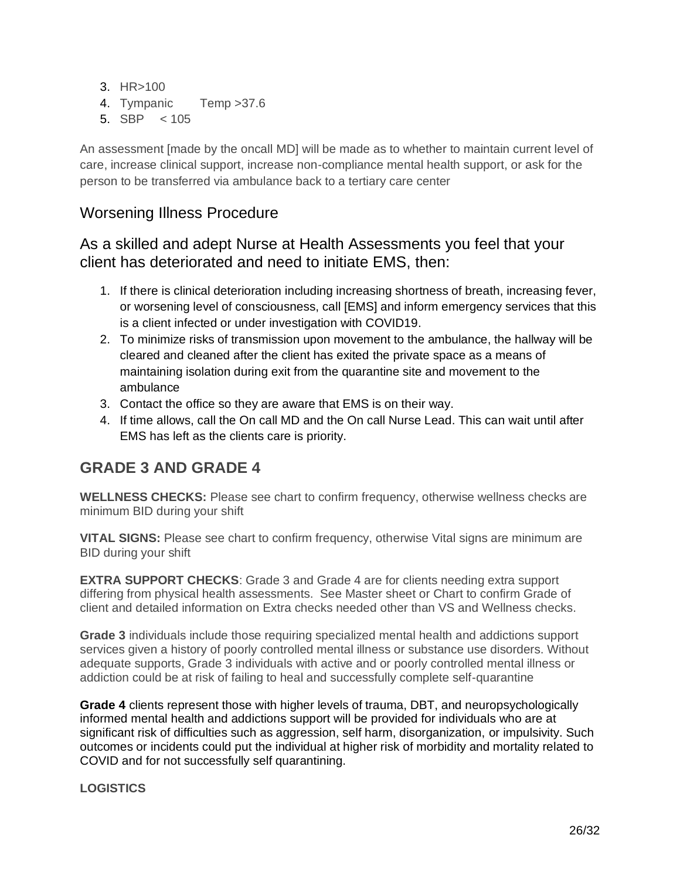3. HR>100
4. Tympanic Temp >37.6
5. SBP < 105

An assessment [made by the oncall MD] will be made as to whether to maintain current level of care, increase clinical support, increase non-compliance mental health support, or ask for the person to be transferred via ambulance back to a tertiary care center

## Worsening Illness Procedure

## As a skilled and adept Nurse at Health Assessments you feel that your client has deteriorated and need to initiate EMS, then:

1. If there is clinical deterioration including increasing shortness of breath, increasing fever, or worsening level of consciousness, call [EMS] and inform emergency services that this is a client infected or under investigation with COVID19.
2. To minimize risks of transmission upon movement to the ambulance, the hallway will be cleared and cleaned after the client has exited the private space as a means of maintaining isolation during exit from the quarantine site and movement to the ambulance
3. Contact the office so they are aware that EMS is on their way.
4. If time allows, call the On call MD and the On call Nurse Lead. This can wait until after EMS has left as the clients care is priority.

## GRADE 3 AND GRADE 4

**WELLNESS CHECKS:** Please see chart to confirm frequency, otherwise wellness checks are minimum BID during your shift

**VITAL SIGNS:** Please see chart to confirm frequency, otherwise Vital signs are minimum are BID during your shift

**EXTRA SUPPORT CHECKS**: Grade 3 and Grade 4 are for clients needing extra support differing from physical health assessments. See Master sheet or Chart to confirm Grade of client and detailed information on Extra checks needed other than VS and Wellness checks.

**Grade 3** individuals include those requiring specialized mental health and addictions support services given a history of poorly controlled mental illness or substance use disorders. Without adequate supports, Grade 3 individuals with active and or poorly controlled mental illness or addiction could be at risk of failing to heal and successfully complete self-quarantine

**Grade 4** clients represent those with higher levels of trauma, DBT, and neuropsychologically informed mental health and addictions support will be provided for individuals who are at significant risk of difficulties such as aggression, self harm, disorganization, or impulsivity. Such outcomes or incidents could put the individual at higher risk of morbidity and mortality related to COVID and for not successfully self quarantining.

**LOGISTICS**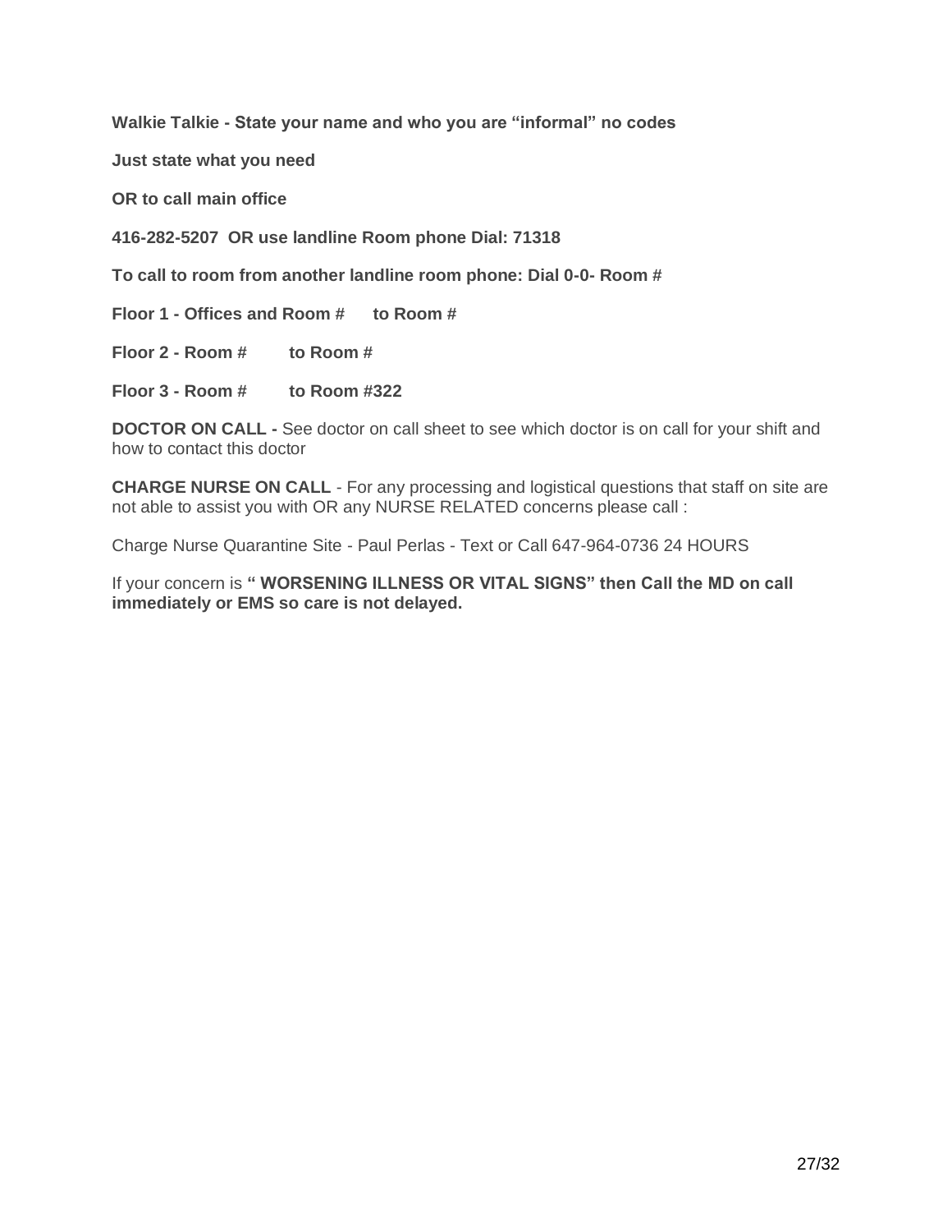**Walkie Talkie - State your name and who you are "informal" no codes**

**Just state what you need**

**OR to call main office**

**416-282-5207 OR use landline Room phone Dial: 71318**

**To call to room from another landline room phone: Dial 0-0- Room #**

**Floor 1 - Offices and Room # to Room #**

**Floor 2 - Room # to Room #**

**Floor 3 - Room # to Room #322**

**DOCTOR ON CALL -** See doctor on call sheet to see which doctor is on call for your shift and how to contact this doctor

**CHARGE NURSE ON CALL** - For any processing and logistical questions that staff on site are not able to assist you with OR any NURSE RELATED concerns please call :

Charge Nurse Quarantine Site - Paul Perlas - Text or Call 647-964-0736 24 HOURS

If your concern is **" WORSENING ILLNESS OR VITAL SIGNS" then Call the MD on call immediately or EMS so care is not delayed.**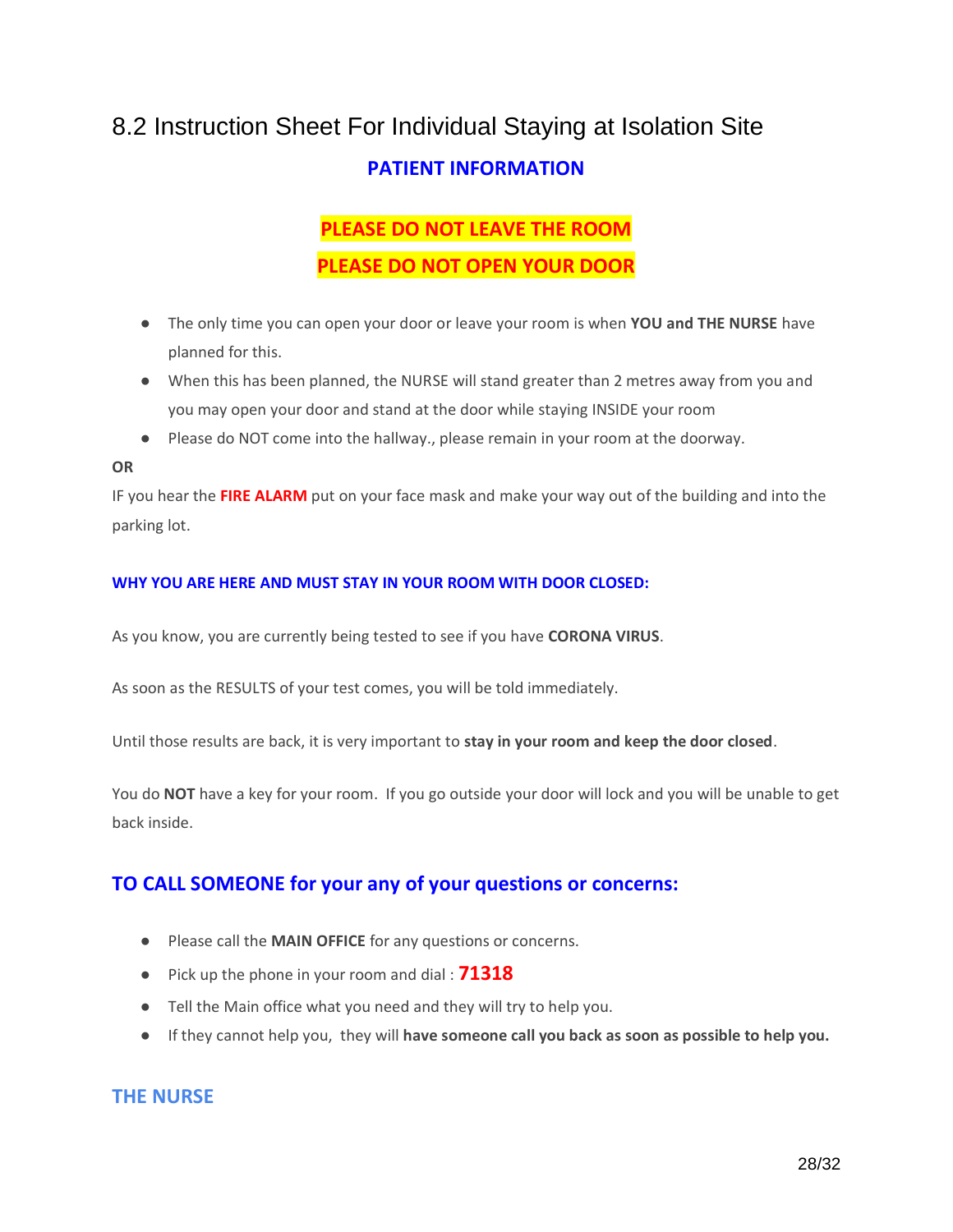## 8.2 Instruction Sheet For Individual Staying at Isolation Site

### PATIENT INFORMATION

**PLEASE DO NOT LEAVE THE ROOM**

**PLEASE DO NOT OPEN YOUR DOOR**

- The only time you can open your door or leave your room is when **YOU and THE NURSE** have planned for this.
- When this has been planned, the NURSE will stand greater than 2 metres away from you and you may open your door and stand at the door while staying INSIDE your room
- Please do NOT come into the hallway., please remain in your room at the doorway.

**OR**

IF you hear the **FIRE ALARM** put on your face mask and make your way out of the building and into the parking lot.

**WHY YOU ARE HERE AND MUST STAY IN YOUR ROOM WITH DOOR CLOSED:**

As you know, you are currently being tested to see if you have **CORONA VIRUS**.

As soon as the RESULTS of your test comes, you will be told immediately.

Until those results are back, it is very important to **stay in your room and keep the door closed**.

You do **NOT** have a key for your room. If you go outside your door will lock and you will be unable to get back inside.

### TO CALL SOMEONE for your any of your questions or concerns:

- Please call the **MAIN OFFICE** for any questions or concerns.
- Pick up the phone in your room and dial : **71318**
- Tell the Main office what you need and they will try to help you.
- If they cannot help you, they will **have someone call you back as soon as possible to help you.**

### THE NURSE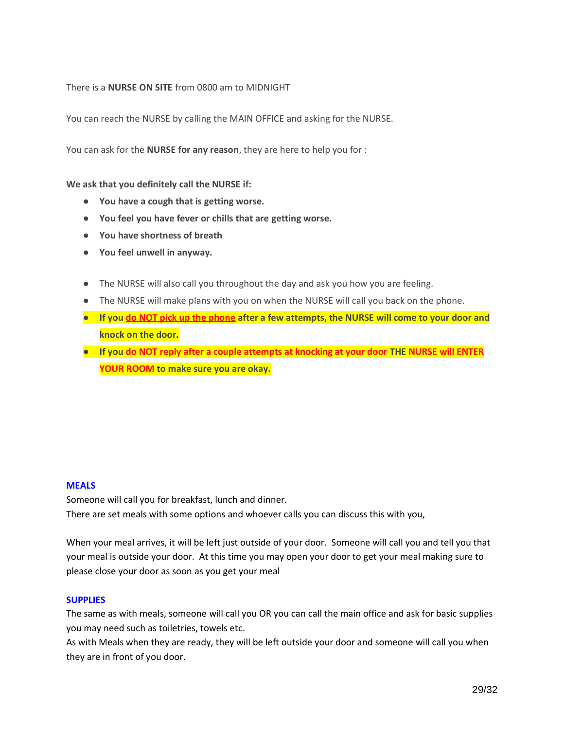There is a **NURSE ON SITE** from 0800 am to MIDNIGHT

You can reach the NURSE by calling the MAIN OFFICE and asking for the NURSE.

You can ask for the **NURSE for any reason**, they are here to help you for :

**We ask that you definitely call the NURSE if:**

- **You have a cough that is getting worse.**
- **You feel you have fever or chills that are getting worse.**
- **You have shortness of breath**
- **You feel unwell in anyway.**

- The NURSE will also call you throughout the day and ask you how you are feeling.
- The NURSE will make plans with you on when the NURSE will call you back on the phone.
- **If you do NOT pick up the phone after a few attempts, the NURSE will come to your door and knock on the door.**
- **If you do NOT reply after a couple attempts at knocking at your door THE NURSE will ENTER YOUR ROOM to make sure you are okay.**

## MEALS

Someone will call you for breakfast, lunch and dinner.
There are set meals with some options and whoever calls you can discuss this with you,

When your meal arrives, it will be left just outside of your door. Someone will call you and tell you that your meal is outside your door. At this time you may open your door to get your meal making sure to please close your door as soon as you get your meal

## SUPPLIES

The same as with meals, someone will call you OR you can call the main office and ask for basic supplies you may need such as toiletries, towels etc.
As with Meals when they are ready, they will be left outside your door and someone will call you when they are in front of you door.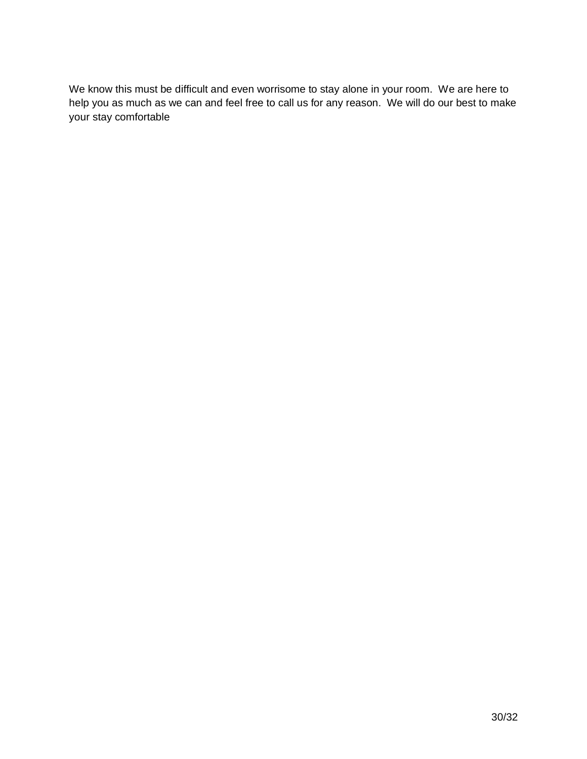We know this must be difficult and even worrisome to stay alone in your room.  We are here to help you as much as we can and feel free to call us for any reason.  We will do our best to make your stay comfortable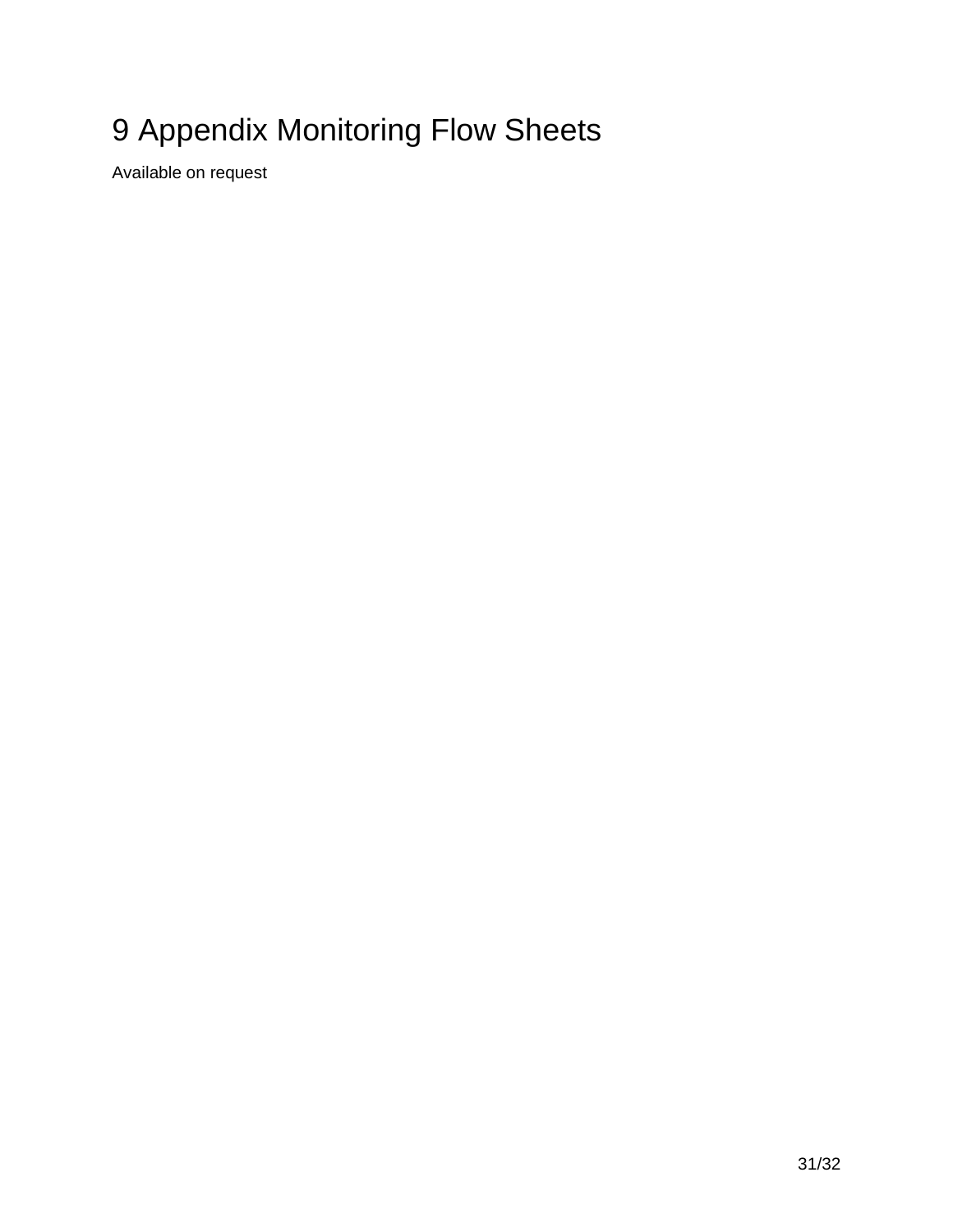# 9 Appendix Monitoring Flow Sheets

Available on request